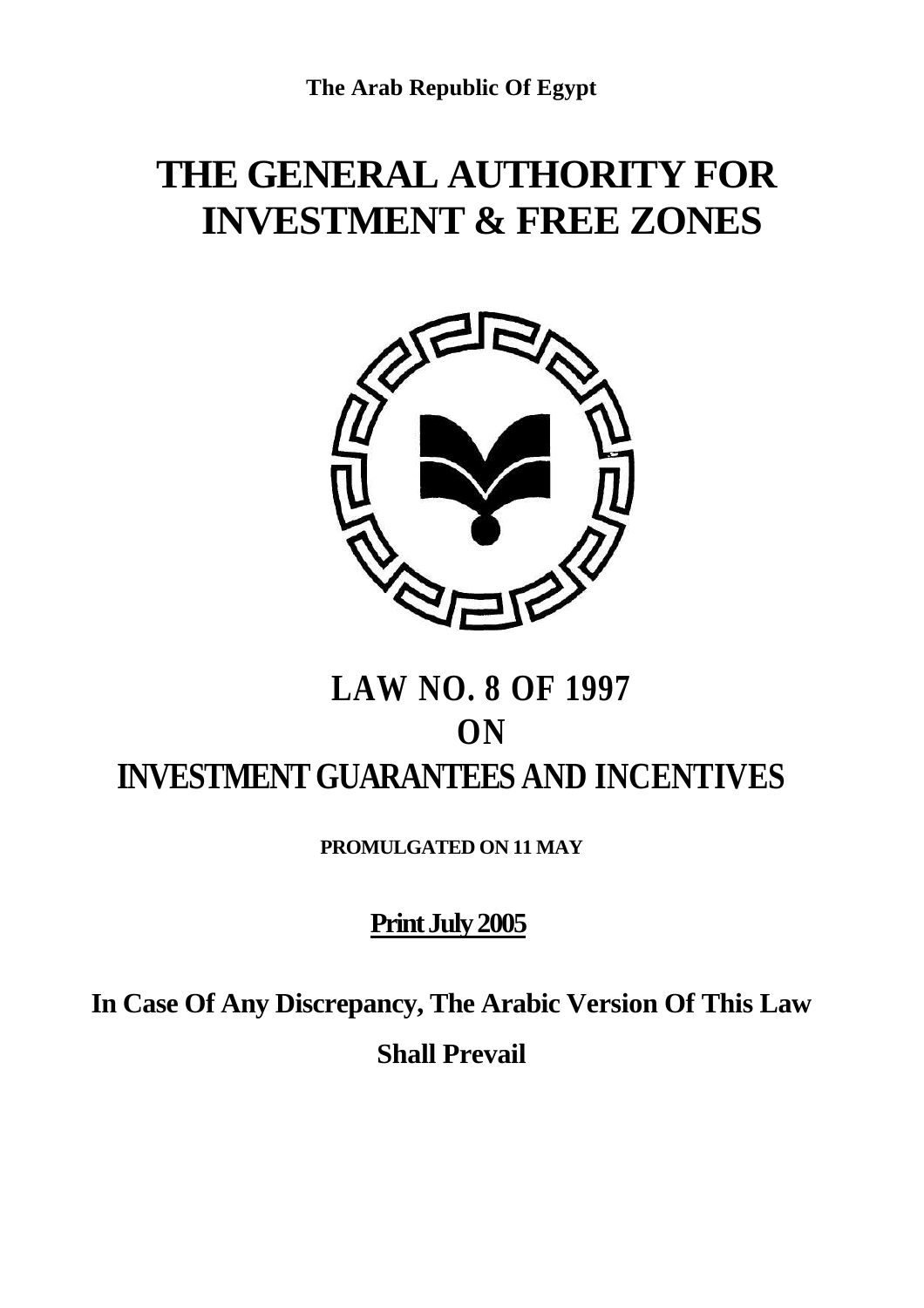**The Arab Republic Of Egypt**

# THE GENERAL AUTHORITY FOR INVESTMENT & FREE ZONES

# LAW NO. 8 OF 1997
# ON
# INVESTMENT GUARANTEES AND INCENTIVES

**PROMULGATED ON 11 MAY**

**Print July 2005**

**In Case Of Any Discrepancy, The Arabic Version Of This Law Shall Prevail**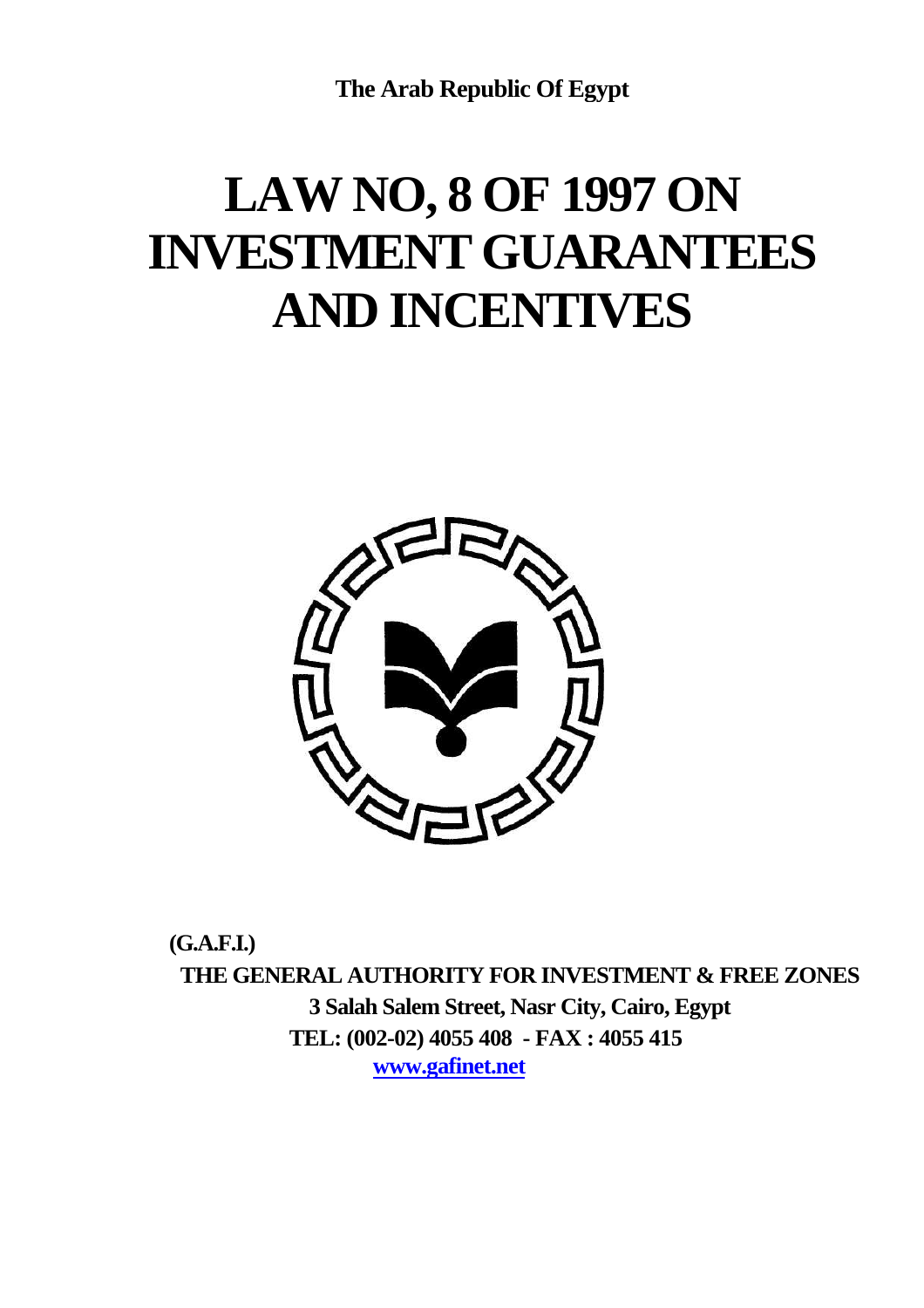**The Arab Republic Of Egypt**

# LAW NO, 8 OF 1997 ON INVESTMENT GUARANTEES AND INCENTIVES

**(G.A.F.I.)**

**THE GENERAL AUTHORITY FOR INVESTMENT & FREE ZONES**

**3 Salah Salem Street, Nasr City, Cairo, Egypt**

**TEL: (002-02) 4055 408 - FAX : 4055 415**

**www.gafinet.net**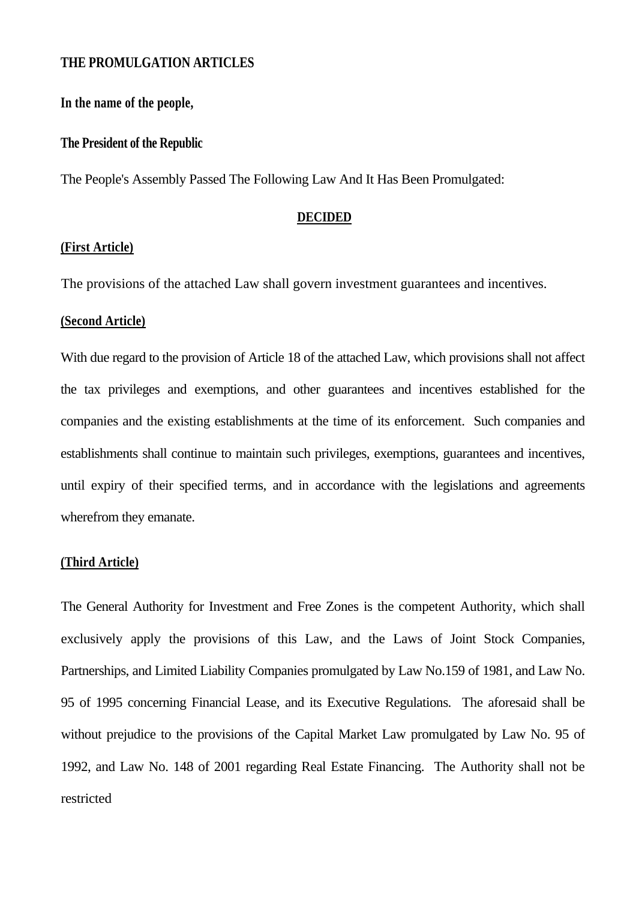**THE PROMULGATION ARTICLES**

**In the name of the people,**

**The President of the Republic**

The People's Assembly Passed The Following Law And It Has Been Promulgated:

**DECIDED**

**(First Article)**

The provisions of the attached Law shall govern investment guarantees and incentives.

**(Second Article)**

With due regard to the provision of Article 18 of the attached Law, which provisions shall not affect the tax privileges and exemptions, and other guarantees and incentives established for the companies and the existing establishments at the time of its enforcement. Such companies and establishments shall continue to maintain such privileges, exemptions, guarantees and incentives, until expiry of their specified terms, and in accordance with the legislations and agreements wherefrom they emanate.

**(Third Article)**

The General Authority for Investment and Free Zones is the competent Authority, which shall exclusively apply the provisions of this Law, and the Laws of Joint Stock Companies, Partnerships, and Limited Liability Companies promulgated by Law No.159 of 1981, and Law No. 95 of 1995 concerning Financial Lease, and its Executive Regulations. The aforesaid shall be without prejudice to the provisions of the Capital Market Law promulgated by Law No. 95 of 1992, and Law No. 148 of 2001 regarding Real Estate Financing. The Authority shall not be restricted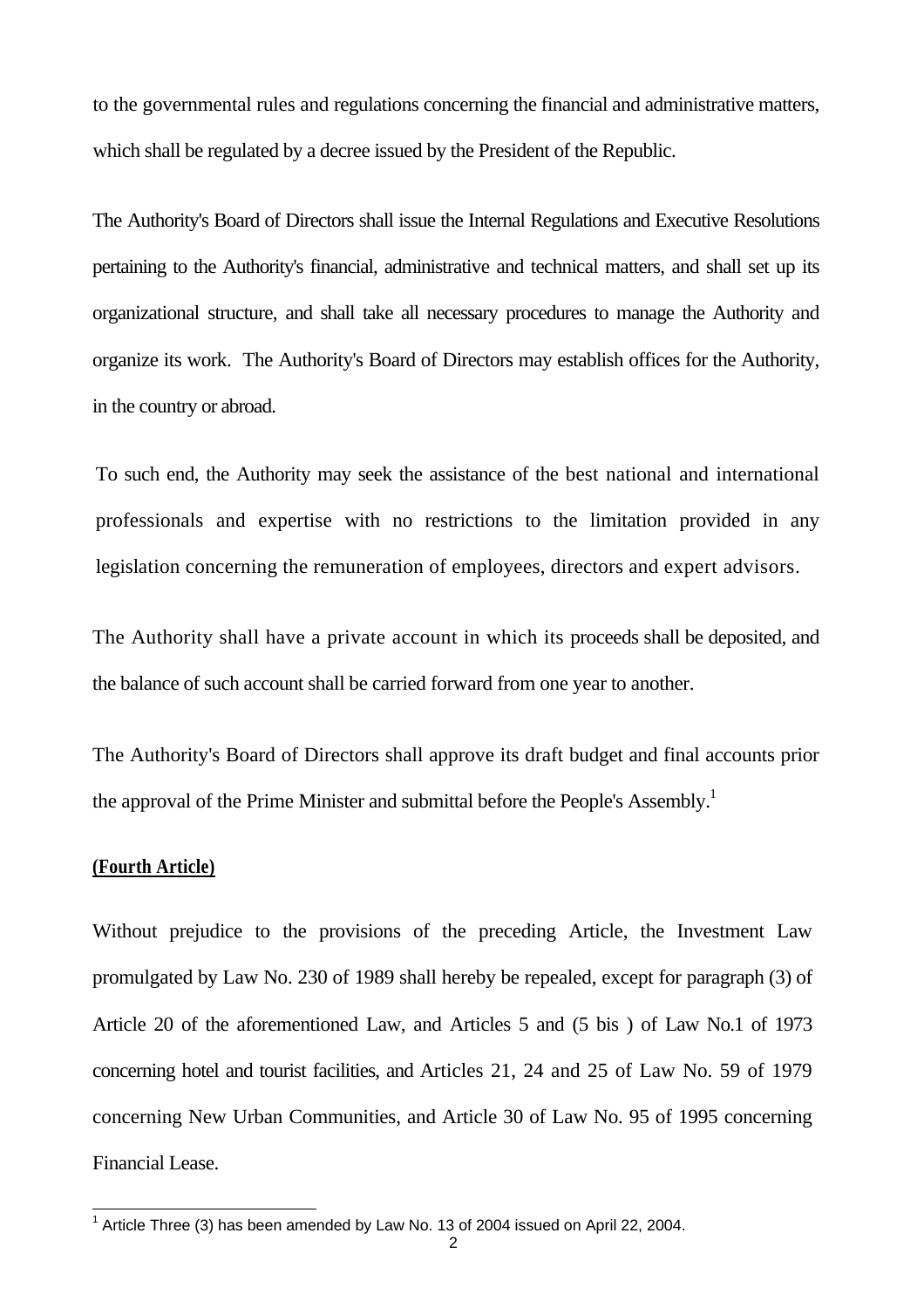to the governmental rules and regulations concerning the financial and administrative matters, which shall be regulated by a decree issued by the President of the Republic.

The Authority's Board of Directors shall issue the Internal Regulations and Executive Resolutions pertaining to the Authority's financial, administrative and technical matters, and shall set up its organizational structure, and shall take all necessary procedures to manage the Authority and organize its work. The Authority's Board of Directors may establish offices for the Authority, in the country or abroad.

To such end, the Authority may seek the assistance of the best national and international professionals and expertise with no restrictions to the limitation provided in any legislation concerning the remuneration of employees, directors and expert advisors.

The Authority shall have a private account in which its proceeds shall be deposited, and the balance of such account shall be carried forward from one year to another.

The Authority's Board of Directors shall approve its draft budget and final accounts prior the approval of the Prime Minister and submittal before the People's Assembly.[1]

**(Fourth Article)**

Without prejudice to the provisions of the preceding Article, the Investment Law promulgated by Law No. 230 of 1989 shall hereby be repealed, except for paragraph (3) of Article 20 of the aforementioned Law, and Articles 5 and (5 bis ) of Law No.1 of 1973 concerning hotel and tourist facilities, and Articles 21, 24 and 25 of Law No. 59 of 1979 concerning New Urban Communities, and Article 30 of Law No. 95 of 1995 concerning Financial Lease.

---

[1] Article Three (3) has been amended by Law No. 13 of 2004 issued on April 22, 2004.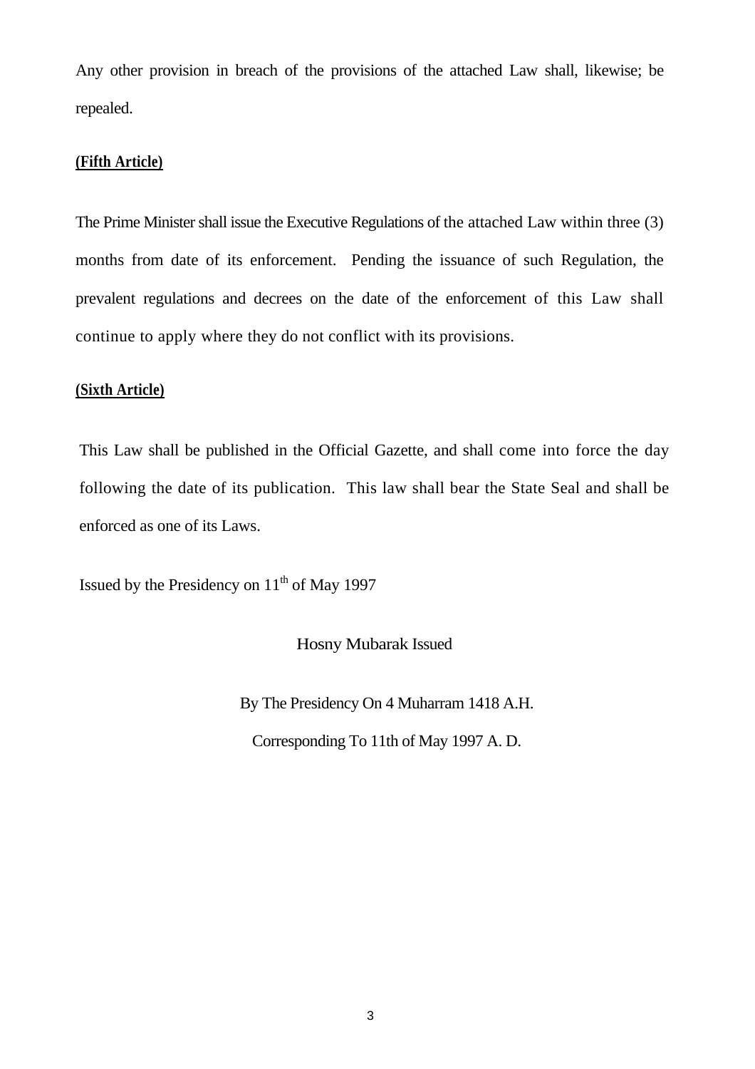Any other provision in breach of the provisions of the attached Law shall, likewise; be repealed.

**(Fifth Article)**

The Prime Minister shall issue the Executive Regulations of the attached Law within three (3) months from date of its enforcement. Pending the issuance of such Regulation, the prevalent regulations and decrees on the date of the enforcement of this Law shall continue to apply where they do not conflict with its provisions.

**(Sixth Article)**

This Law shall be published in the Official Gazette, and shall come into force the day following the date of its publication. This law shall bear the State Seal and shall be enforced as one of its Laws.

Issued by the Presidency on 11th of May 1997

Hosny Mubarak Issued

By The Presidency On 4 Muharram 1418 A.H.

Corresponding To 11th of May 1997 A. D.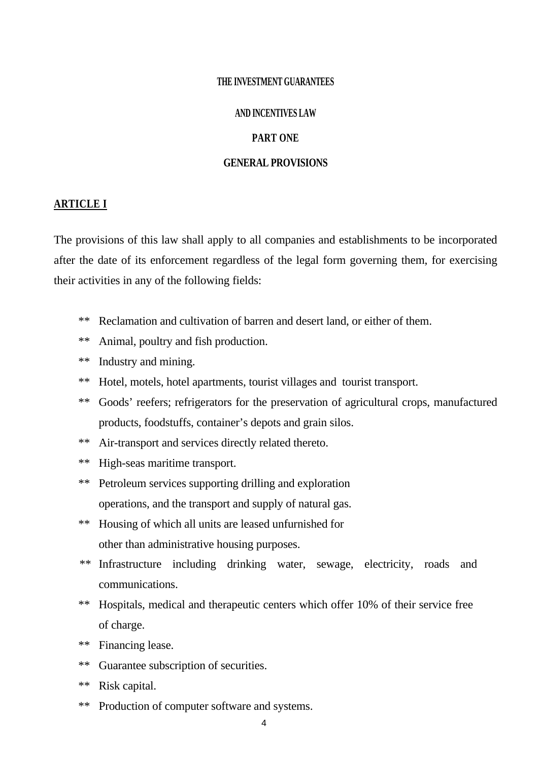# THE INVESTMENT GUARANTEES

# AND INCENTIVES LAW

## PART ONE

## GENERAL PROVISIONS

### ARTICLE I

The provisions of this law shall apply to all companies and establishments to be incorporated after the date of its enforcement regardless of the legal form governing them, for exercising their activities in any of the following fields:

- ** Reclamation and cultivation of barren and desert land, or either of them.
- ** Animal, poultry and fish production.
- ** Industry and mining.
- ** Hotel, motels, hotel apartments, tourist villages and tourist transport.
- ** Goods' reefers; refrigerators for the preservation of agricultural crops, manufactured products, foodstuffs, container's depots and grain silos.
- ** Air-transport and services directly related thereto.
- ** High-seas maritime transport.
- ** Petroleum services supporting drilling and exploration operations, and the transport and supply of natural gas.
- ** Housing of which all units are leased unfurnished for other than administrative housing purposes.
- ** Infrastructure including drinking water, sewage, electricity, roads and communications.
- ** Hospitals, medical and therapeutic centers which offer 10% of their service free of charge.
- ** Financing lease.
- ** Guarantee subscription of securities.
- ** Risk capital.
- ** Production of computer software and systems.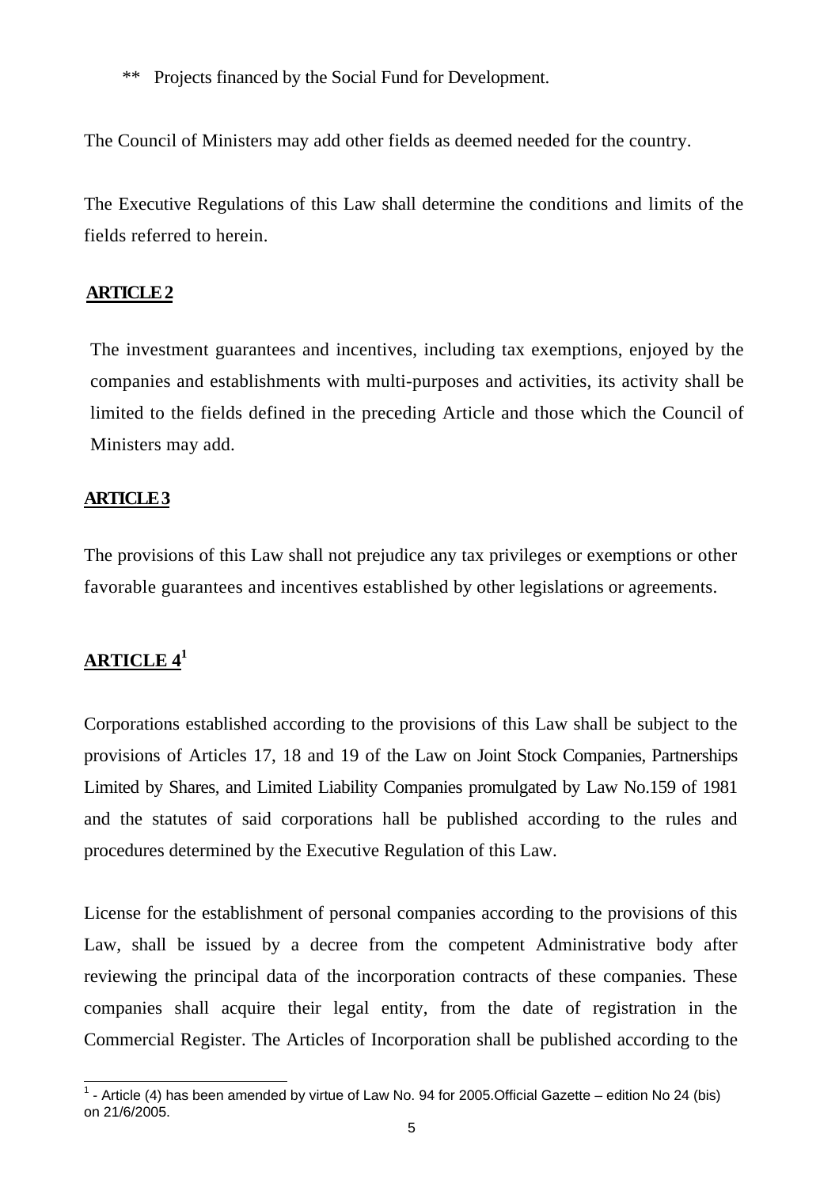** Projects financed by the Social Fund for Development.

The Council of Ministers may add other fields as deemed needed for the country.

The Executive Regulations of this Law shall determine the conditions and limits of the fields referred to herein.

## ARTICLE 2

The investment guarantees and incentives, including tax exemptions, enjoyed by the companies and establishments with multi-purposes and activities, its activity shall be limited to the fields defined in the preceding Article and those which the Council of Ministers may add.

## ARTICLE 3

The provisions of this Law shall not prejudice any tax privileges or exemptions or other favorable guarantees and incentives established by other legislations or agreements.

## ARTICLE 4[1]

Corporations established according to the provisions of this Law shall be subject to the provisions of Articles 17, 18 and 19 of the Law on Joint Stock Companies, Partnerships Limited by Shares, and Limited Liability Companies promulgated by Law No.159 of 1981 and the statutes of said corporations hall be published according to the rules and procedures determined by the Executive Regulation of this Law.

License for the establishment of personal companies according to the provisions of this Law, shall be issued by a decree from the competent Administrative body after reviewing the principal data of the incorporation contracts of these companies. These companies shall acquire their legal entity, from the date of registration in the Commercial Register. The Articles of Incorporation shall be published according to the

---

[1] - Article (4) has been amended by virtue of Law No. 94 for 2005.Official Gazette – edition No 24 (bis) on 21/6/2005.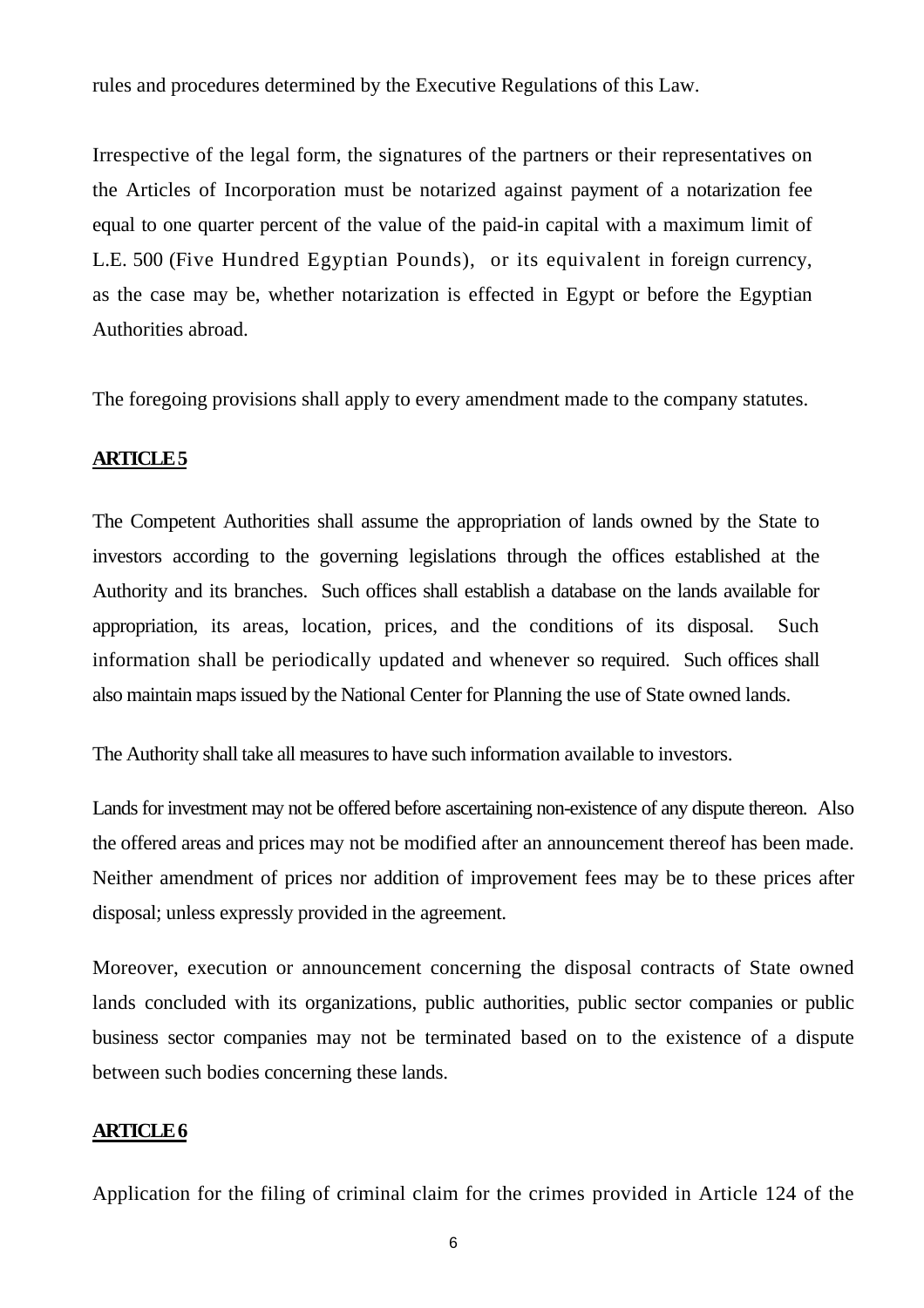rules and procedures determined by the Executive Regulations of this Law.

Irrespective of the legal form, the signatures of the partners or their representatives on the Articles of Incorporation must be notarized against payment of a notarization fee equal to one quarter percent of the value of the paid-in capital with a maximum limit of L.E. 500 (Five Hundred Egyptian Pounds), or its equivalent in foreign currency, as the case may be, whether notarization is effected in Egypt or before the Egyptian Authorities abroad.

The foregoing provisions shall apply to every amendment made to the company statutes.

## ARTICLE 5

The Competent Authorities shall assume the appropriation of lands owned by the State to investors according to the governing legislations through the offices established at the Authority and its branches. Such offices shall establish a database on the lands available for appropriation, its areas, location, prices, and the conditions of its disposal. Such information shall be periodically updated and whenever so required. Such offices shall also maintain maps issued by the National Center for Planning the use of State owned lands.

The Authority shall take all measures to have such information available to investors.

Lands for investment may not be offered before ascertaining non-existence of any dispute thereon. Also the offered areas and prices may not be modified after an announcement thereof has been made. Neither amendment of prices nor addition of improvement fees may be to these prices after disposal; unless expressly provided in the agreement.

Moreover, execution or announcement concerning the disposal contracts of State owned lands concluded with its organizations, public authorities, public sector companies or public business sector companies may not be terminated based on to the existence of a dispute between such bodies concerning these lands.

## ARTICLE 6

Application for the filing of criminal claim for the crimes provided in Article 124 of the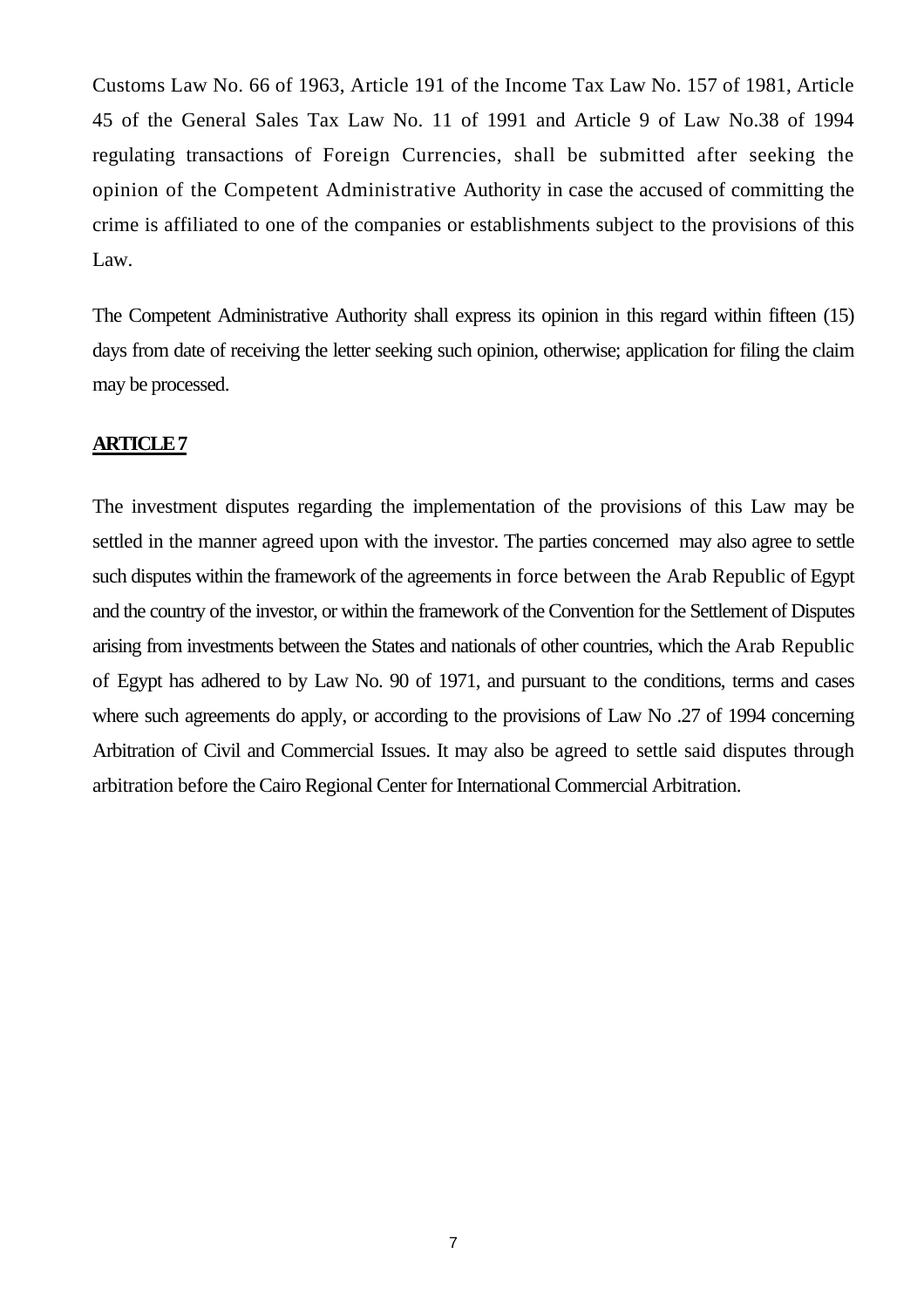Customs Law No. 66 of 1963, Article 191 of the Income Tax Law No. 157 of 1981, Article 45 of the General Sales Tax Law No. 11 of 1991 and Article 9 of Law No.38 of 1994 regulating transactions of Foreign Currencies, shall be submitted after seeking the opinion of the Competent Administrative Authority in case the accused of committing the crime is affiliated to one of the companies or establishments subject to the provisions of this Law.

The Competent Administrative Authority shall express its opinion in this regard within fifteen (15) days from date of receiving the letter seeking such opinion, otherwise; application for filing the claim may be processed.

## ARTICLE 7

The investment disputes regarding the implementation of the provisions of this Law may be settled in the manner agreed upon with the investor. The parties concerned may also agree to settle such disputes within the framework of the agreements in force between the Arab Republic of Egypt and the country of the investor, or within the framework of the Convention for the Settlement of Disputes arising from investments between the States and nationals of other countries, which the Arab Republic of Egypt has adhered to by Law No. 90 of 1971, and pursuant to the conditions, terms and cases where such agreements do apply, or according to the provisions of Law No .27 of 1994 concerning Arbitration of Civil and Commercial Issues. It may also be agreed to settle said disputes through arbitration before the Cairo Regional Center for International Commercial Arbitration.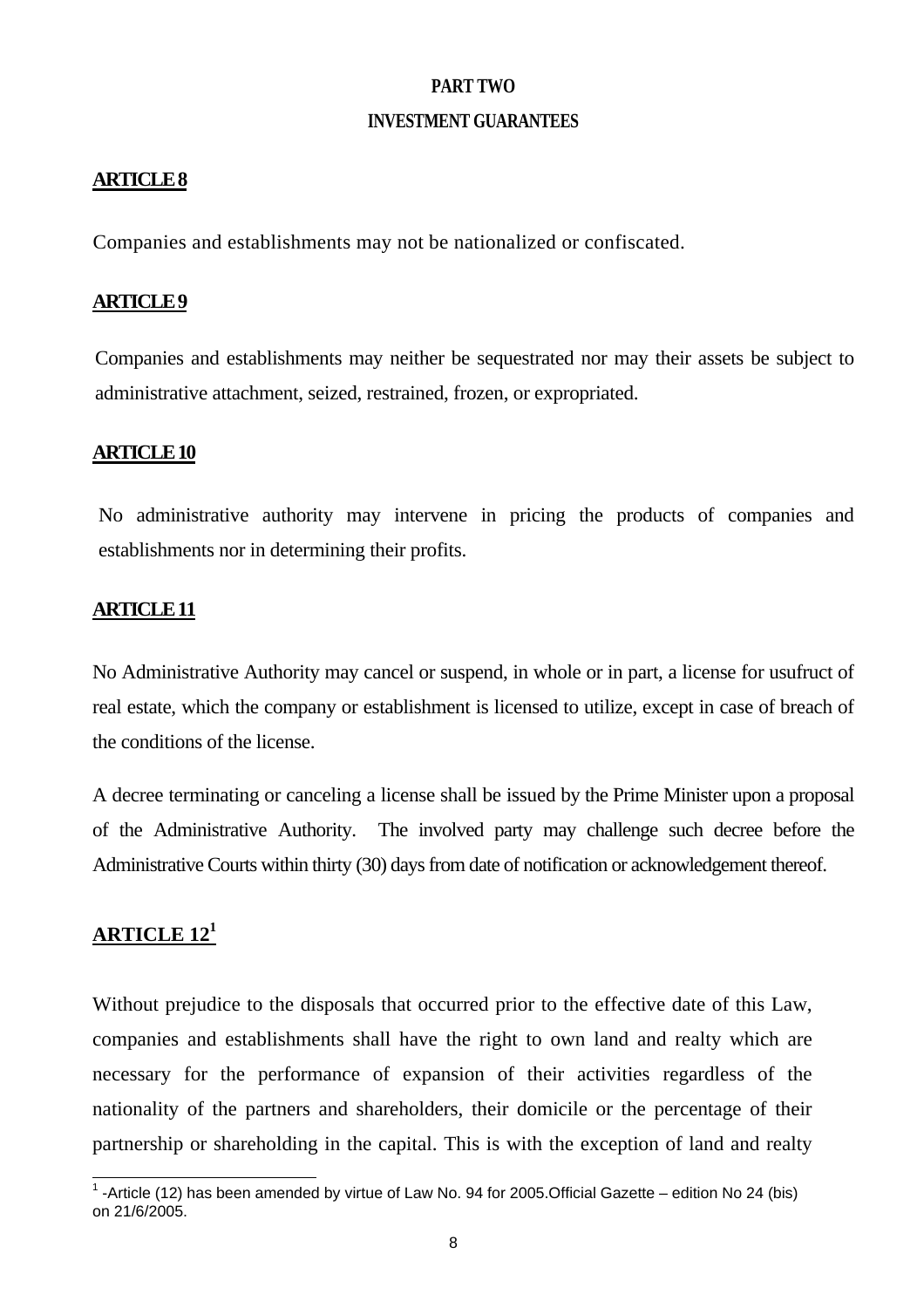## PART TWO

## INVESTMENT GUARANTEES

### ARTICLE 8

Companies and establishments may not be nationalized or confiscated.

### ARTICLE 9

Companies and establishments may neither be sequestrated nor may their assets be subject to administrative attachment, seized, restrained, frozen, or expropriated.

### ARTICLE 10

No administrative authority may intervene in pricing the products of companies and establishments nor in determining their profits.

### ARTICLE 11

No Administrative Authority may cancel or suspend, in whole or in part, a license for usufruct of real estate, which the company or establishment is licensed to utilize, except in case of breach of the conditions of the license.

A decree terminating or canceling a license shall be issued by the Prime Minister upon a proposal of the Administrative Authority. The involved party may challenge such decree before the Administrative Courts within thirty (30) days from date of notification or acknowledgement thereof.

### ARTICLE 12[1]

Without prejudice to the disposals that occurred prior to the effective date of this Law, companies and establishments shall have the right to own land and realty which are necessary for the performance of expansion of their activities regardless of the nationality of the partners and shareholders, their domicile or the percentage of their partnership or shareholding in the capital. This is with the exception of land and realty

[1] -Article (12) has been amended by virtue of Law No. 94 for 2005.Official Gazette – edition No 24 (bis) on 21/6/2005.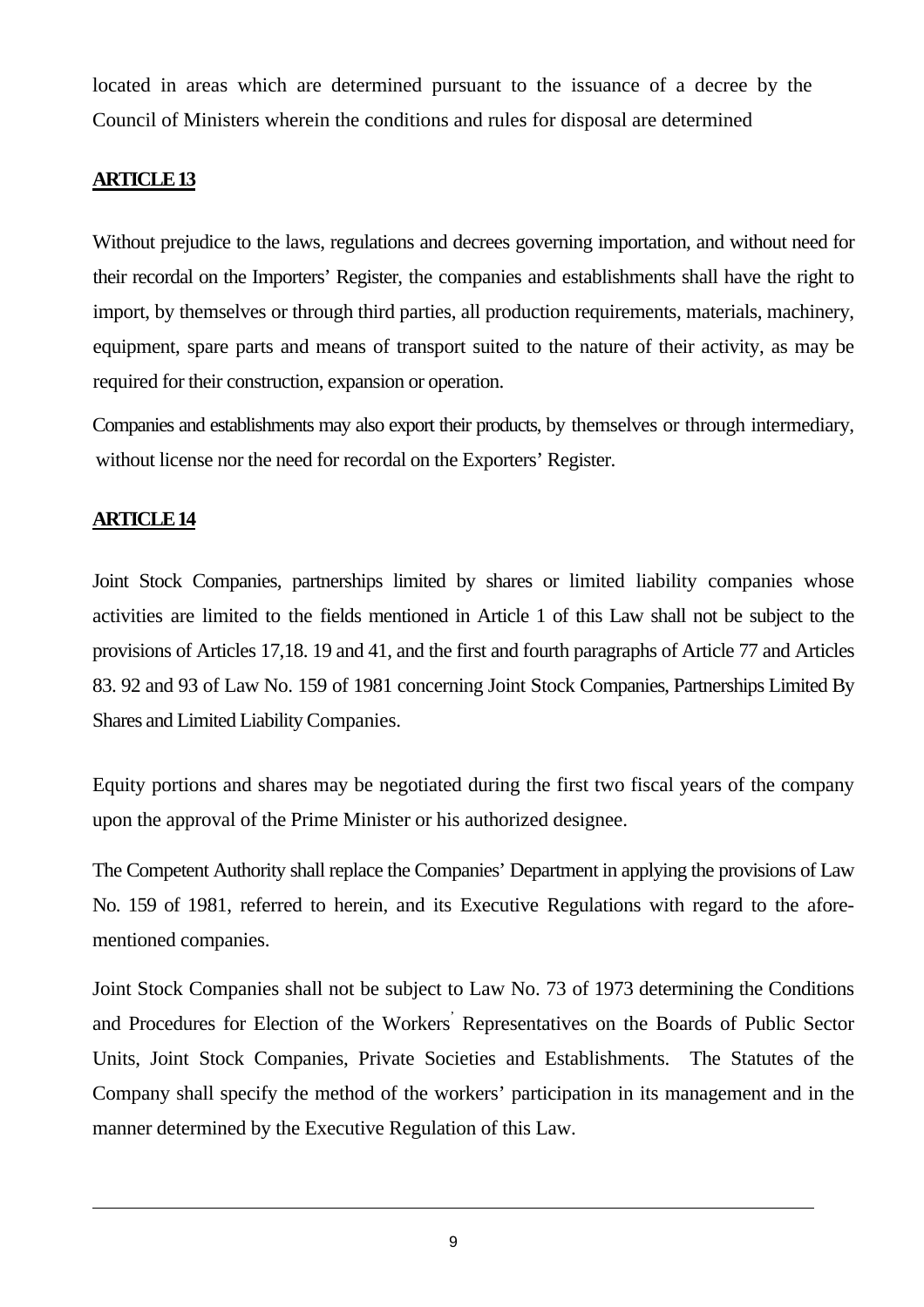located in areas which are determined pursuant to the issuance of a decree by the Council of Ministers wherein the conditions and rules for disposal are determined

## ARTICLE 13

Without prejudice to the laws, regulations and decrees governing importation, and without need for their recordal on the Importers' Register, the companies and establishments shall have the right to import, by themselves or through third parties, all production requirements, materials, machinery, equipment, spare parts and means of transport suited to the nature of their activity, as may be required for their construction, expansion or operation.

Companies and establishments may also export their products, by themselves or through intermediary, without license nor the need for recordal on the Exporters' Register.

## ARTICLE 14

Joint Stock Companies, partnerships limited by shares or limited liability companies whose activities are limited to the fields mentioned in Article 1 of this Law shall not be subject to the provisions of Articles 17,18. 19 and 41, and the first and fourth paragraphs of Article 77 and Articles 83. 92 and 93 of Law No. 159 of 1981 concerning Joint Stock Companies, Partnerships Limited By Shares and Limited Liability Companies.

Equity portions and shares may be negotiated during the first two fiscal years of the company upon the approval of the Prime Minister or his authorized designee.

The Competent Authority shall replace the Companies' Department in applying the provisions of Law No. 159 of 1981, referred to herein, and its Executive Regulations with regard to the afore-mentioned companies.

Joint Stock Companies shall not be subject to Law No. 73 of 1973 determining the Conditions and Procedures for Election of the Workers' Representatives on the Boards of Public Sector Units, Joint Stock Companies, Private Societies and Establishments. The Statutes of the Company shall specify the method of the workers' participation in its management and in the manner determined by the Executive Regulation of this Law.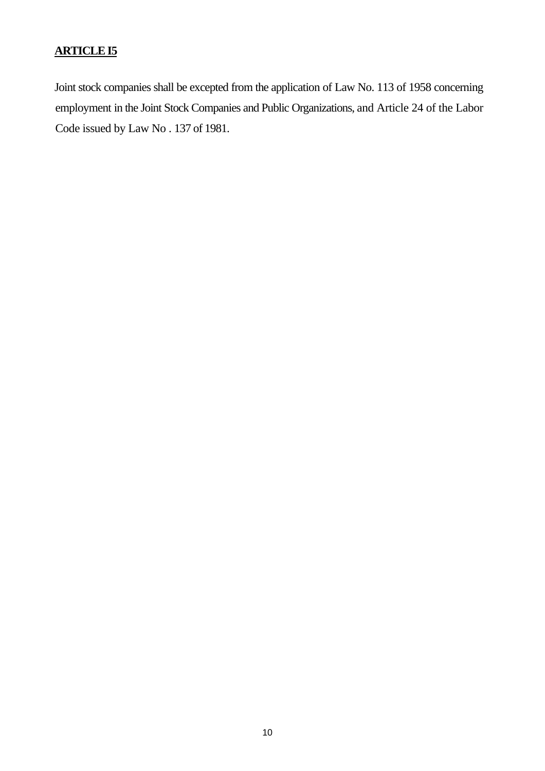**ARTICLE I5**

Joint stock companies shall be excepted from the application of Law No. 113 of 1958 concerning employment in the Joint Stock Companies and Public Organizations, and Article 24 of the Labor Code issued by Law No . 137 of 1981.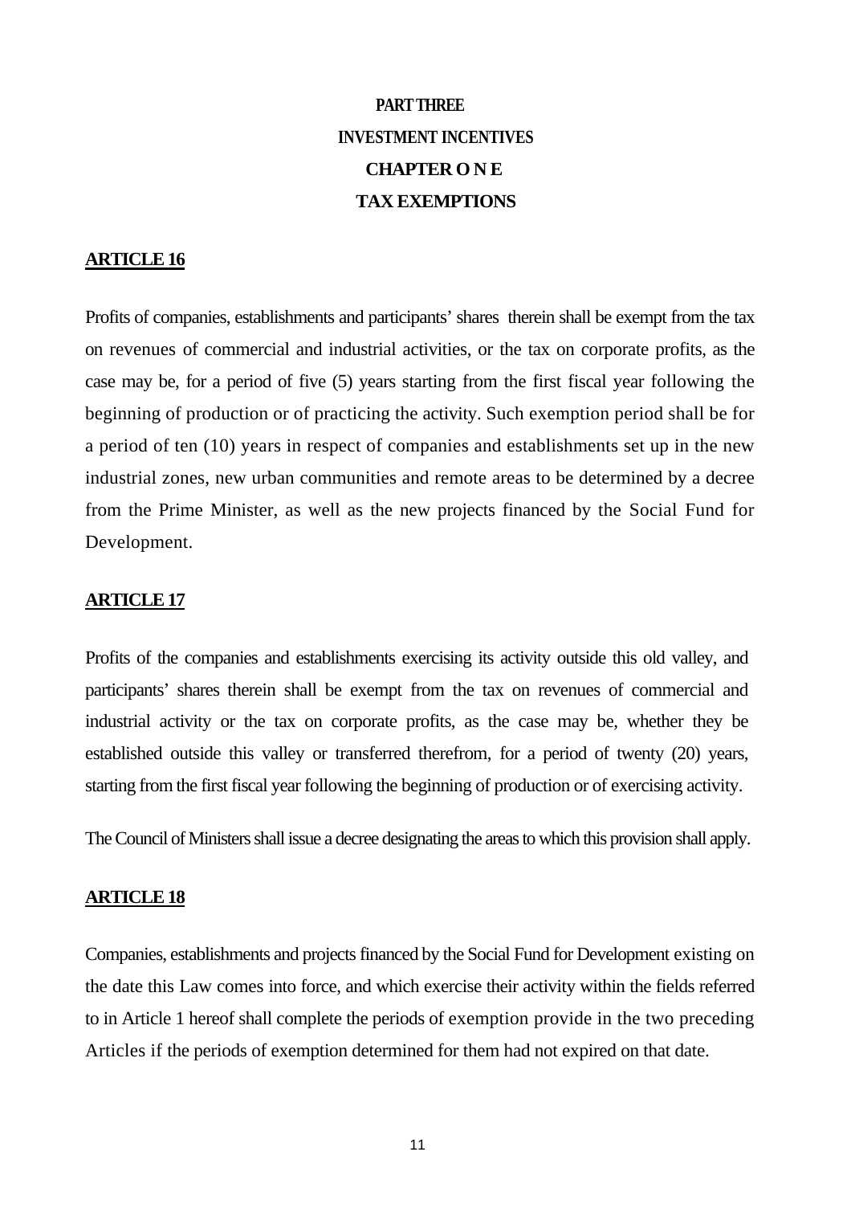# PART THREE

# INVESTMENT INCENTIVES

## CHAPTER O N E

## TAX EXEMPTIONS

**ARTICLE 16**

Profits of companies, establishments and participants' shares therein shall be exempt from the tax on revenues of commercial and industrial activities, or the tax on corporate profits, as the case may be, for a period of five (5) years starting from the first fiscal year following the beginning of production or of practicing the activity. Such exemption period shall be for a period of ten (10) years in respect of companies and establishments set up in the new industrial zones, new urban communities and remote areas to be determined by a decree from the Prime Minister, as well as the new projects financed by the Social Fund for Development.

**ARTICLE 17**

Profits of the companies and establishments exercising its activity outside this old valley, and participants' shares therein shall be exempt from the tax on revenues of commercial and industrial activity or the tax on corporate profits, as the case may be, whether they be established outside this valley or transferred therefrom, for a period of twenty (20) years, starting from the first fiscal year following the beginning of production or of exercising activity.

The Council of Ministers shall issue a decree designating the areas to which this provision shall apply.

**ARTICLE 18**

Companies, establishments and projects financed by the Social Fund for Development existing on the date this Law comes into force, and which exercise their activity within the fields referred to in Article 1 hereof shall complete the periods of exemption provide in the two preceding Articles if the periods of exemption determined for them had not expired on that date.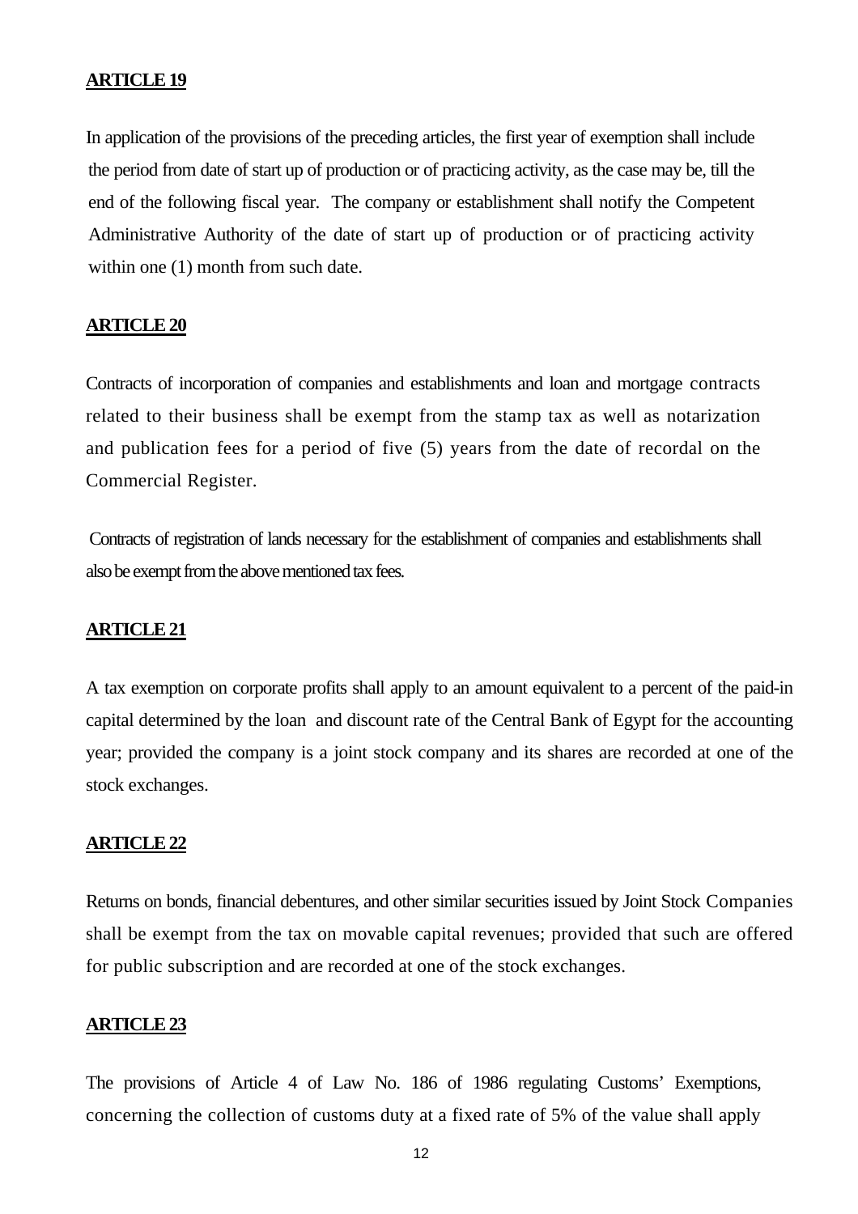**ARTICLE 19**

In application of the provisions of the preceding articles, the first year of exemption shall include the period from date of start up of production or of practicing activity, as the case may be, till the end of the following fiscal year. The company or establishment shall notify the Competent Administrative Authority of the date of start up of production or of practicing activity within one (1) month from such date.

**ARTICLE 20**

Contracts of incorporation of companies and establishments and loan and mortgage contracts related to their business shall be exempt from the stamp tax as well as notarization and publication fees for a period of five (5) years from the date of recordal on the Commercial Register.

Contracts of registration of lands necessary for the establishment of companies and establishments shall also be exempt from the above mentioned tax fees.

**ARTICLE 21**

A tax exemption on corporate profits shall apply to an amount equivalent to a percent of the paid-in capital determined by the loan and discount rate of the Central Bank of Egypt for the accounting year; provided the company is a joint stock company and its shares are recorded at one of the stock exchanges.

**ARTICLE 22**

Returns on bonds, financial debentures, and other similar securities issued by Joint Stock Companies shall be exempt from the tax on movable capital revenues; provided that such are offered for public subscription and are recorded at one of the stock exchanges.

**ARTICLE 23**

The provisions of Article 4 of Law No. 186 of 1986 regulating Customs' Exemptions, concerning the collection of customs duty at a fixed rate of 5% of the value shall apply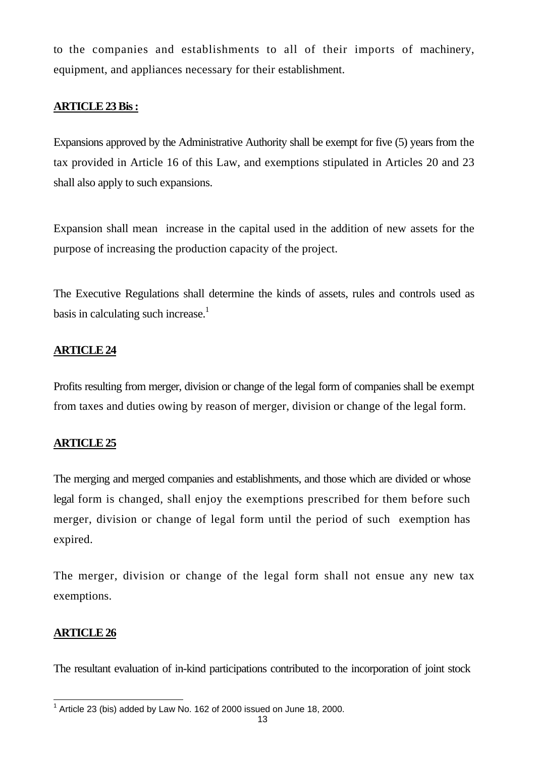to the companies and establishments to all of their imports of machinery, equipment, and appliances necessary for their establishment.

**ARTICLE 23 Bis :**

Expansions approved by the Administrative Authority shall be exempt for five (5) years from the tax provided in Article 16 of this Law, and exemptions stipulated in Articles 20 and 23 shall also apply to such expansions.

Expansion shall mean increase in the capital used in the addition of new assets for the purpose of increasing the production capacity of the project.

The Executive Regulations shall determine the kinds of assets, rules and controls used as basis in calculating such increase.[1]

**ARTICLE 24**

Profits resulting from merger, division or change of the legal form of companies shall be exempt from taxes and duties owing by reason of merger, division or change of the legal form.

**ARTICLE 25**

The merging and merged companies and establishments, and those which are divided or whose legal form is changed, shall enjoy the exemptions prescribed for them before such merger, division or change of legal form until the period of such exemption has expired.

The merger, division or change of the legal form shall not ensue any new tax exemptions.

**ARTICLE 26**

The resultant evaluation of in-kind participations contributed to the incorporation of joint stock

[1] Article 23 (bis) added by Law No. 162 of 2000 issued on June 18, 2000.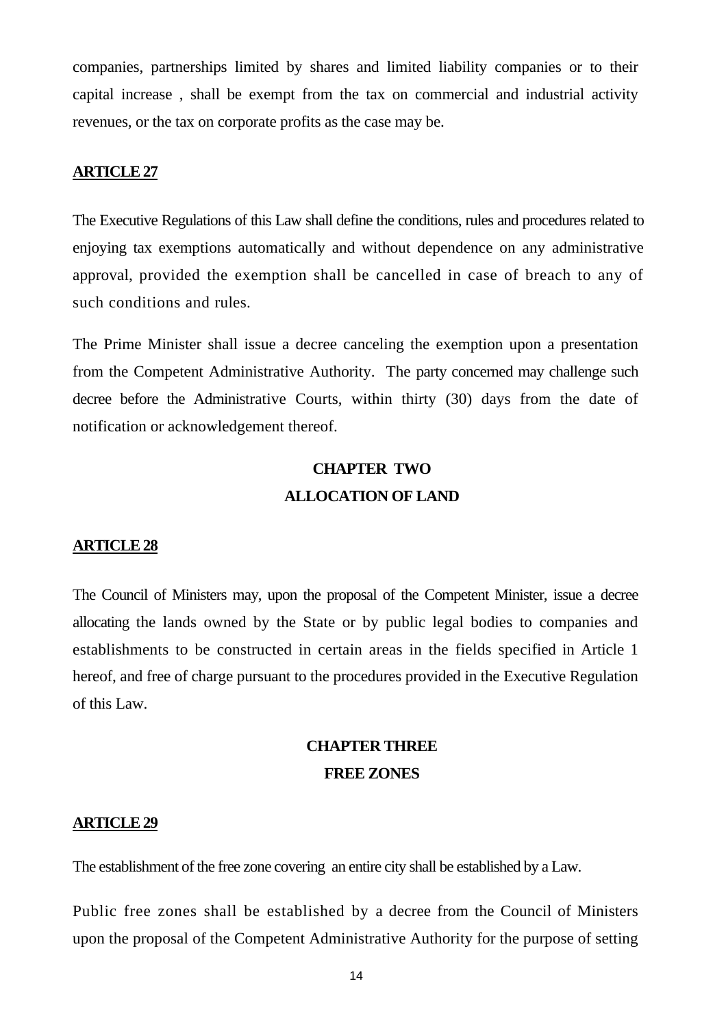companies, partnerships limited by shares and limited liability companies or to their capital increase , shall be exempt from the tax on commercial and industrial activity revenues, or the tax on corporate profits as the case may be.

**ARTICLE 27**

The Executive Regulations of this Law shall define the conditions, rules and procedures related to enjoying tax exemptions automatically and without dependence on any administrative approval, provided the exemption shall be cancelled in case of breach to any of such conditions and rules.

The Prime Minister shall issue a decree canceling the exemption upon a presentation from the Competent Administrative Authority. The party concerned may challenge such decree before the Administrative Courts, within thirty (30) days from the date of notification or acknowledgement thereof.

## CHAPTER TWO
## ALLOCATION OF LAND

**ARTICLE 28**

The Council of Ministers may, upon the proposal of the Competent Minister, issue a decree allocating the lands owned by the State or by public legal bodies to companies and establishments to be constructed in certain areas in the fields specified in Article 1 hereof, and free of charge pursuant to the procedures provided in the Executive Regulation of this Law.

## CHAPTER THREE
## FREE ZONES

**ARTICLE 29**

The establishment of the free zone covering an entire city shall be established by a Law.

Public free zones shall be established by a decree from the Council of Ministers upon the proposal of the Competent Administrative Authority for the purpose of setting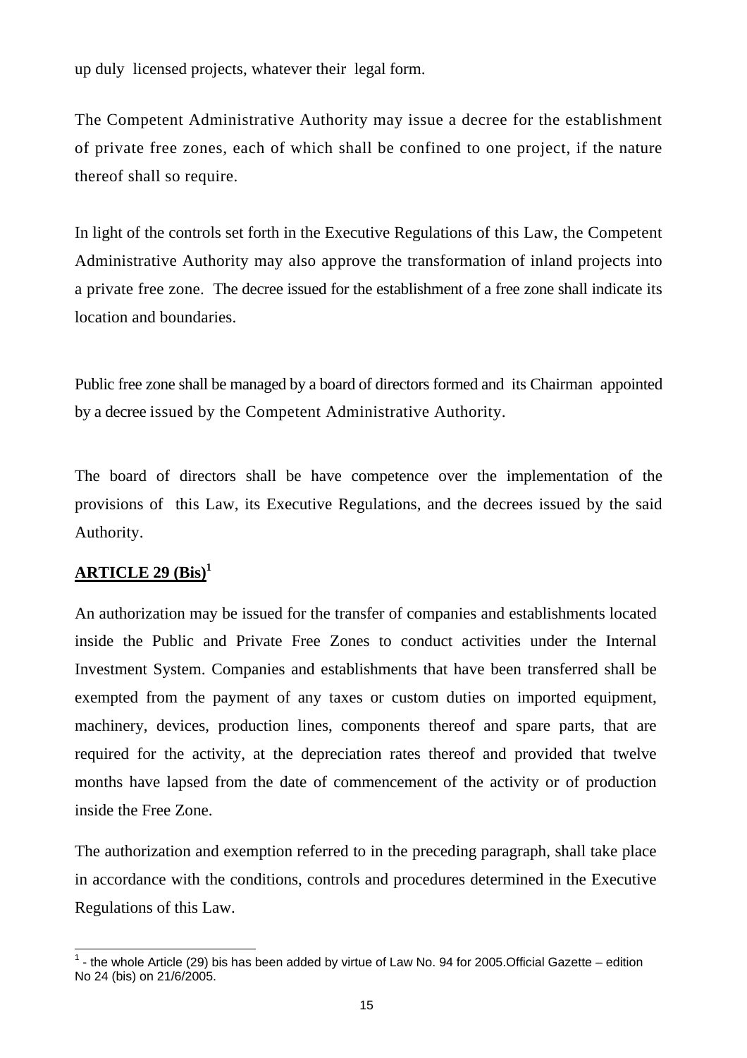up duly licensed projects, whatever their legal form.

The Competent Administrative Authority may issue a decree for the establishment of private free zones, each of which shall be confined to one project, if the nature thereof shall so require.

In light of the controls set forth in the Executive Regulations of this Law, the Competent Administrative Authority may also approve the transformation of inland projects into a private free zone. The decree issued for the establishment of a free zone shall indicate its location and boundaries.

Public free zone shall be managed by a board of directors formed and its Chairman appointed by a decree issued by the Competent Administrative Authority.

The board of directors shall be have competence over the implementation of the provisions of this Law, its Executive Regulations, and the decrees issued by the said Authority.

## ARTICLE 29 (Bis)[1]

An authorization may be issued for the transfer of companies and establishments located inside the Public and Private Free Zones to conduct activities under the Internal Investment System. Companies and establishments that have been transferred shall be exempted from the payment of any taxes or custom duties on imported equipment, machinery, devices, production lines, components thereof and spare parts, that are required for the activity, at the depreciation rates thereof and provided that twelve months have lapsed from the date of commencement of the activity or of production inside the Free Zone.

The authorization and exemption referred to in the preceding paragraph, shall take place in accordance with the conditions, controls and procedures determined in the Executive Regulations of this Law.

[1] - the whole Article (29) bis has been added by virtue of Law No. 94 for 2005.Official Gazette – edition No 24 (bis) on 21/6/2005.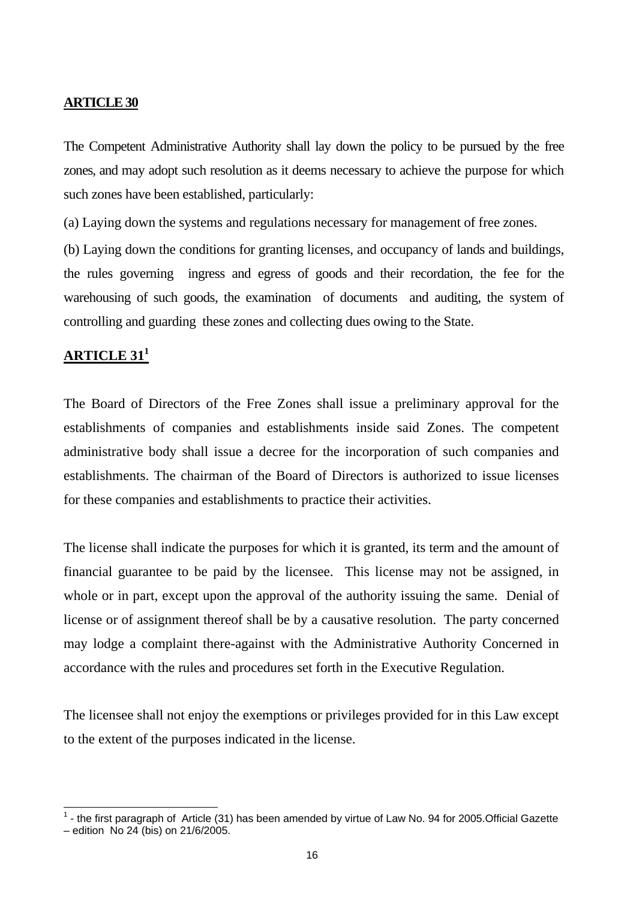**ARTICLE 30**

The Competent Administrative Authority shall lay down the policy to be pursued by the free zones, and may adopt such resolution as it deems necessary to achieve the purpose for which such zones have been established, particularly:

(a) Laying down the systems and regulations necessary for management of free zones.

(b) Laying down the conditions for granting licenses, and occupancy of lands and buildings, the rules governing ingress and egress of goods and their recordation, the fee for the warehousing of such goods, the examination of documents and auditing, the system of controlling and guarding these zones and collecting dues owing to the State.

**ARTICLE 31[1]**

The Board of Directors of the Free Zones shall issue a preliminary approval for the establishments of companies and establishments inside said Zones. The competent administrative body shall issue a decree for the incorporation of such companies and establishments. The chairman of the Board of Directors is authorized to issue licenses for these companies and establishments to practice their activities.

The license shall indicate the purposes for which it is granted, its term and the amount of financial guarantee to be paid by the licensee. This license may not be assigned, in whole or in part, except upon the approval of the authority issuing the same. Denial of license or of assignment thereof shall be by a causative resolution. The party concerned may lodge a complaint there-against with the Administrative Authority Concerned in accordance with the rules and procedures set forth in the Executive Regulation.

The licensee shall not enjoy the exemptions or privileges provided for in this Law except to the extent of the purposes indicated in the license.

---

[1] - the first paragraph of Article (31) has been amended by virtue of Law No. 94 for 2005.Official Gazette – edition No 24 (bis) on 21/6/2005.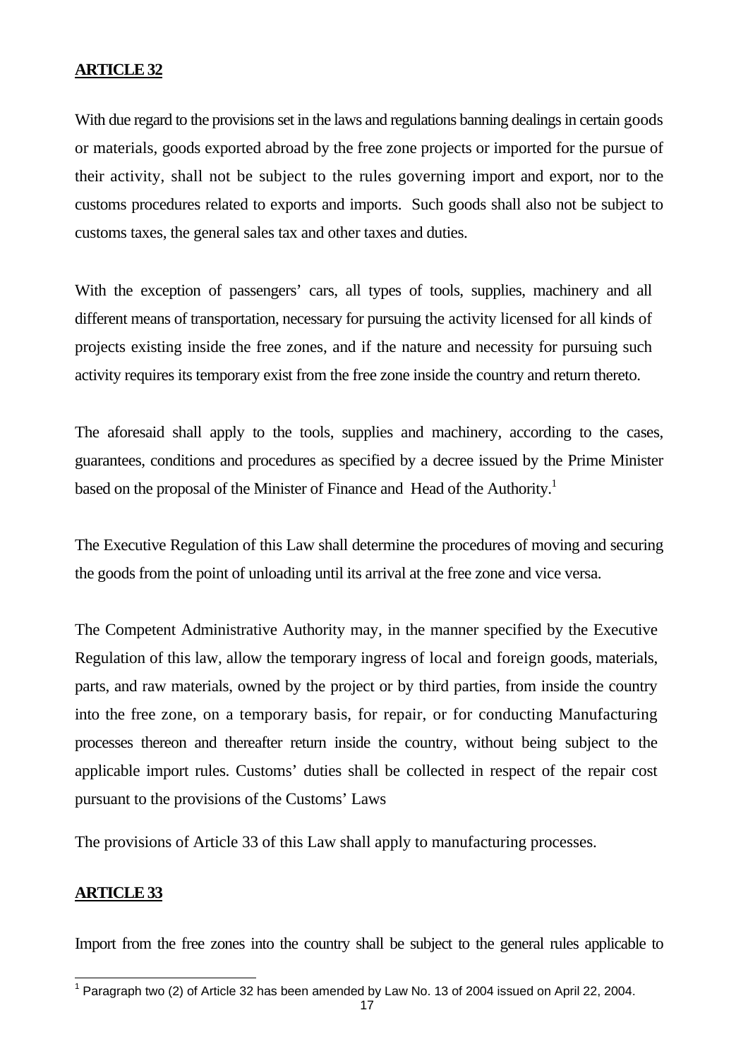**ARTICLE 32**

With due regard to the provisions set in the laws and regulations banning dealings in certain goods or materials, goods exported abroad by the free zone projects or imported for the pursue of their activity, shall not be subject to the rules governing import and export, nor to the customs procedures related to exports and imports. Such goods shall also not be subject to customs taxes, the general sales tax and other taxes and duties.

With the exception of passengers' cars, all types of tools, supplies, machinery and all different means of transportation, necessary for pursuing the activity licensed for all kinds of projects existing inside the free zones, and if the nature and necessity for pursuing such activity requires its temporary exist from the free zone inside the country and return thereto.

The aforesaid shall apply to the tools, supplies and machinery, according to the cases, guarantees, conditions and procedures as specified by a decree issued by the Prime Minister based on the proposal of the Minister of Finance and Head of the Authority.[1]

The Executive Regulation of this Law shall determine the procedures of moving and securing the goods from the point of unloading until its arrival at the free zone and vice versa.

The Competent Administrative Authority may, in the manner specified by the Executive Regulation of this law, allow the temporary ingress of local and foreign goods, materials, parts, and raw materials, owned by the project or by third parties, from inside the country into the free zone, on a temporary basis, for repair, or for conducting Manufacturing processes thereon and thereafter return inside the country, without being subject to the applicable import rules. Customs' duties shall be collected in respect of the repair cost pursuant to the provisions of the Customs' Laws

The provisions of Article 33 of this Law shall apply to manufacturing processes.

**ARTICLE 33**

Import from the free zones into the country shall be subject to the general rules applicable to

---

[1] Paragraph two (2) of Article 32 has been amended by Law No. 13 of 2004 issued on April 22, 2004.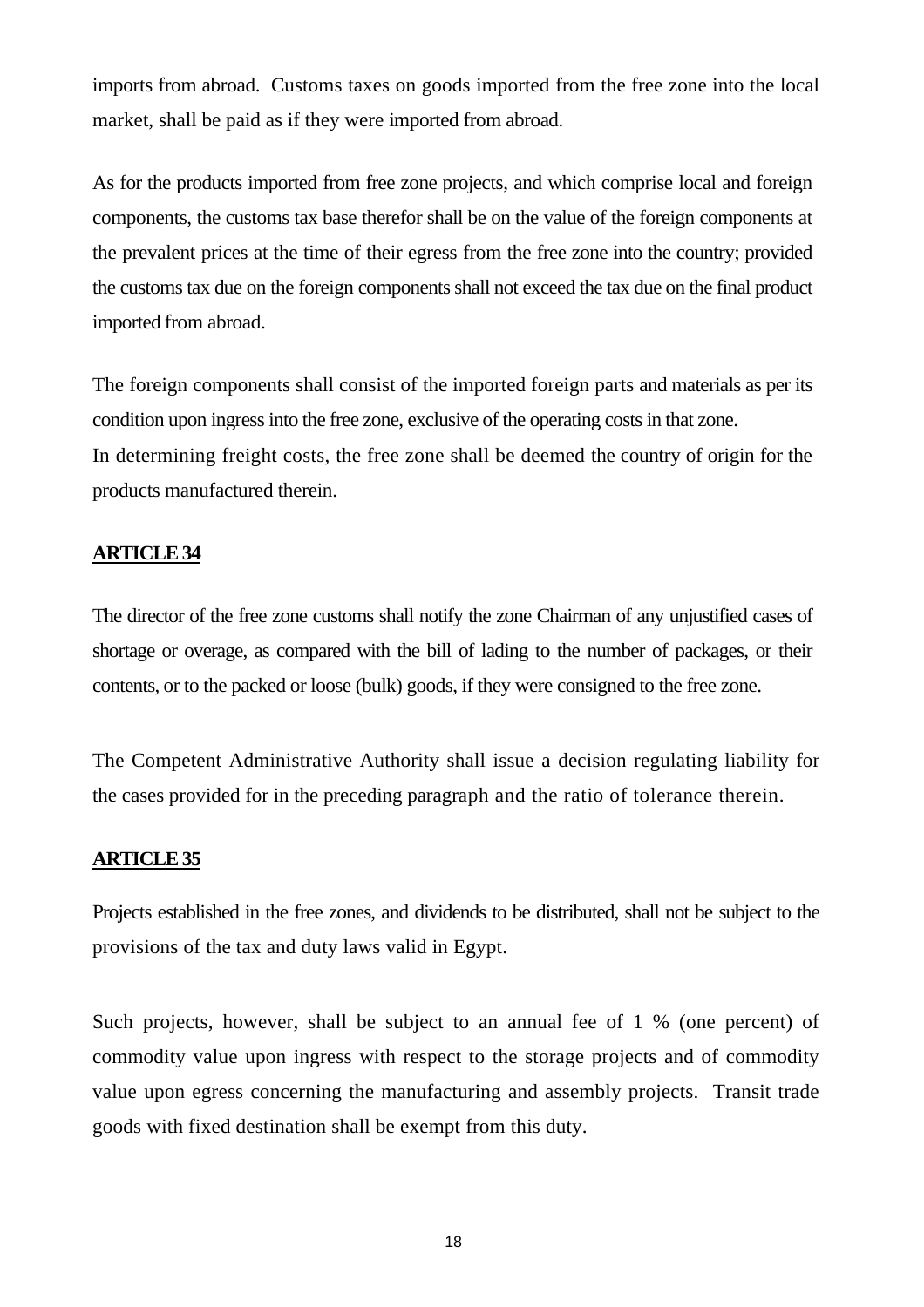imports from abroad. Customs taxes on goods imported from the free zone into the local market, shall be paid as if they were imported from abroad.

As for the products imported from free zone projects, and which comprise local and foreign components, the customs tax base therefor shall be on the value of the foreign components at the prevalent prices at the time of their egress from the free zone into the country; provided the customs tax due on the foreign components shall not exceed the tax due on the final product imported from abroad.

The foreign components shall consist of the imported foreign parts and materials as per its condition upon ingress into the free zone, exclusive of the operating costs in that zone. In determining freight costs, the free zone shall be deemed the country of origin for the products manufactured therein.

## ARTICLE 34

The director of the free zone customs shall notify the zone Chairman of any unjustified cases of shortage or overage, as compared with the bill of lading to the number of packages, or their contents, or to the packed or loose (bulk) goods, if they were consigned to the free zone.

The Competent Administrative Authority shall issue a decision regulating liability for the cases provided for in the preceding paragraph and the ratio of tolerance therein.

## ARTICLE 35

Projects established in the free zones, and dividends to be distributed, shall not be subject to the provisions of the tax and duty laws valid in Egypt.

Such projects, however, shall be subject to an annual fee of 1 % (one percent) of commodity value upon ingress with respect to the storage projects and of commodity value upon egress concerning the manufacturing and assembly projects. Transit trade goods with fixed destination shall be exempt from this duty.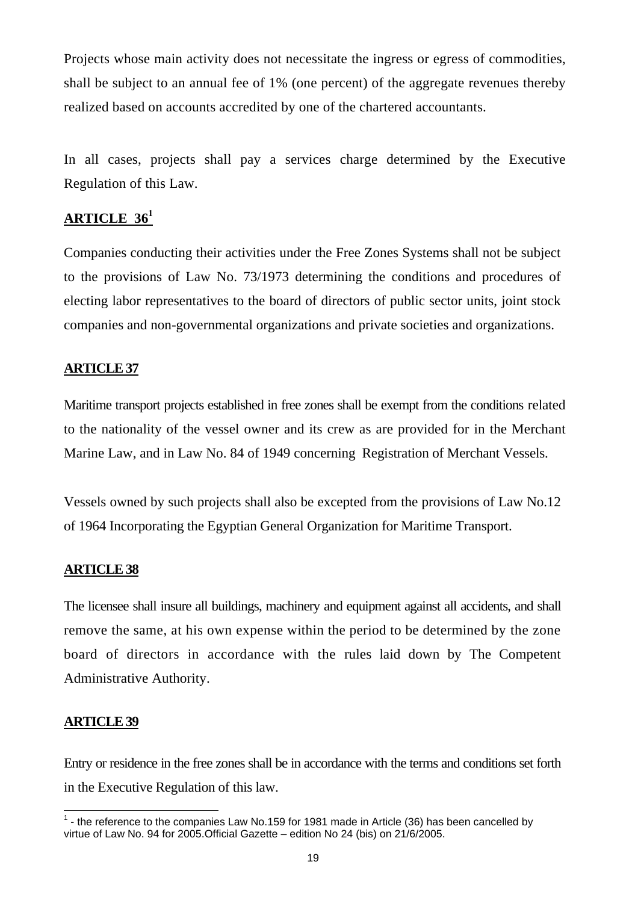Projects whose main activity does not necessitate the ingress or egress of commodities, shall be subject to an annual fee of 1% (one percent) of the aggregate revenues thereby realized based on accounts accredited by one of the chartered accountants.

In all cases, projects shall pay a services charge determined by the Executive Regulation of this Law.

## ARTICLE 36[1]

Companies conducting their activities under the Free Zones Systems shall not be subject to the provisions of Law No. 73/1973 determining the conditions and procedures of electing labor representatives to the board of directors of public sector units, joint stock companies and non-governmental organizations and private societies and organizations.

## ARTICLE 37

Maritime transport projects established in free zones shall be exempt from the conditions related to the nationality of the vessel owner and its crew as are provided for in the Merchant Marine Law, and in Law No. 84 of 1949 concerning Registration of Merchant Vessels.

Vessels owned by such projects shall also be excepted from the provisions of Law No.12 of 1964 Incorporating the Egyptian General Organization for Maritime Transport.

## ARTICLE 38

The licensee shall insure all buildings, machinery and equipment against all accidents, and shall remove the same, at his own expense within the period to be determined by the zone board of directors in accordance with the rules laid down by The Competent Administrative Authority.

## ARTICLE 39

Entry or residence in the free zones shall be in accordance with the terms and conditions set forth in the Executive Regulation of this law.

---

[1] - the reference to the companies Law No.159 for 1981 made in Article (36) has been cancelled by virtue of Law No. 94 for 2005.Official Gazette – edition No 24 (bis) on 21/6/2005.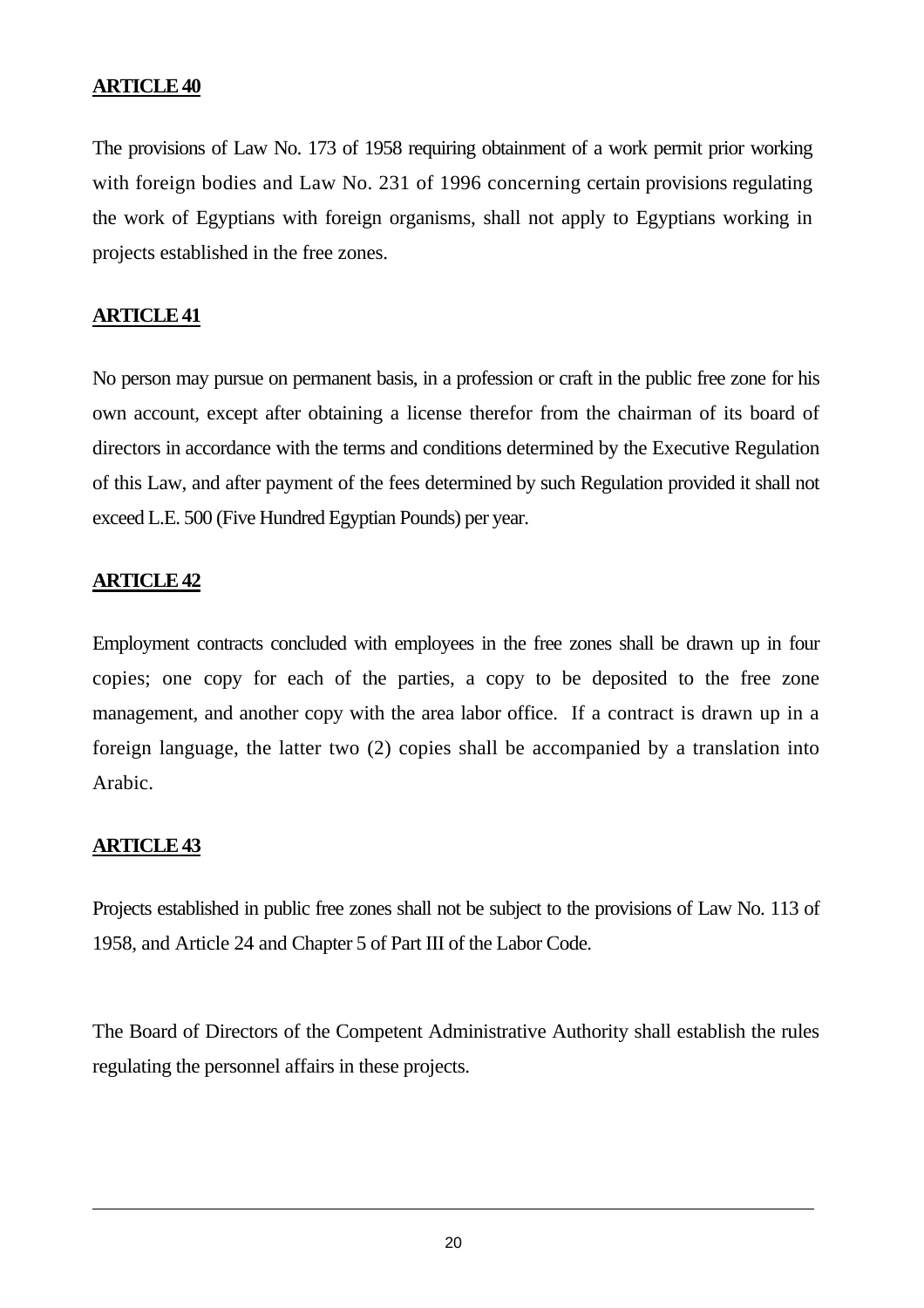**ARTICLE 40**

The provisions of Law No. 173 of 1958 requiring obtainment of a work permit prior working with foreign bodies and Law No. 231 of 1996 concerning certain provisions regulating the work of Egyptians with foreign organisms, shall not apply to Egyptians working in projects established in the free zones.

**ARTICLE 41**

No person may pursue on permanent basis, in a profession or craft in the public free zone for his own account, except after obtaining a license therefor from the chairman of its board of directors in accordance with the terms and conditions determined by the Executive Regulation of this Law, and after payment of the fees determined by such Regulation provided it shall not exceed L.E. 500 (Five Hundred Egyptian Pounds) per year.

**ARTICLE 42**

Employment contracts concluded with employees in the free zones shall be drawn up in four copies; one copy for each of the parties, a copy to be deposited to the free zone management, and another copy with the area labor office. If a contract is drawn up in a foreign language, the latter two (2) copies shall be accompanied by a translation into Arabic.

**ARTICLE 43**

Projects established in public free zones shall not be subject to the provisions of Law No. 113 of 1958, and Article 24 and Chapter 5 of Part III of the Labor Code.

The Board of Directors of the Competent Administrative Authority shall establish the rules regulating the personnel affairs in these projects.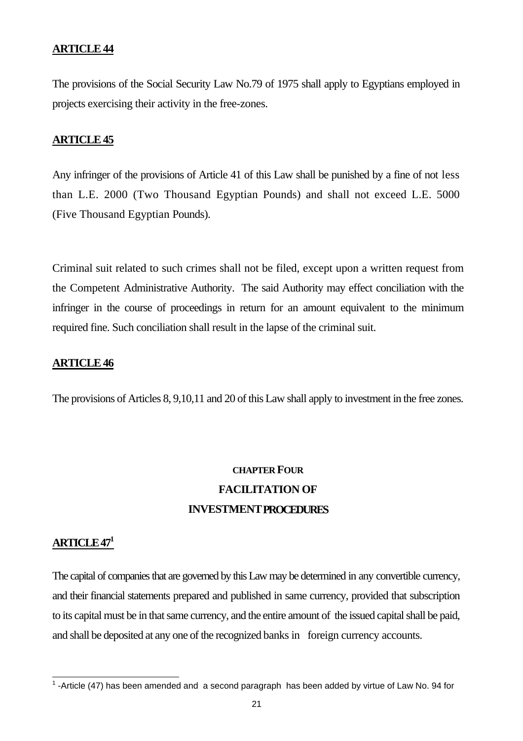**ARTICLE 44**

The provisions of the Social Security Law No.79 of 1975 shall apply to Egyptians employed in projects exercising their activity in the free-zones.

**ARTICLE 45**

Any infringer of the provisions of Article 41 of this Law shall be punished by a fine of not less than L.E. 2000 (Two Thousand Egyptian Pounds) and shall not exceed L.E. 5000 (Five Thousand Egyptian Pounds).

Criminal suit related to such crimes shall not be filed, except upon a written request from the Competent Administrative Authority. The said Authority may effect conciliation with the infringer in the course of proceedings in return for an amount equivalent to the minimum required fine. Such conciliation shall result in the lapse of the criminal suit.

**ARTICLE 46**

The provisions of Articles 8, 9,10,11 and 20 of this Law shall apply to investment in the free zones.

## CHAPTER FOUR
## FACILITATION OF INVESTMENT PROCEDURES

**ARTICLE 47[1]**

The capital of companies that are governed by this Law may be determined in any convertible currency, and their financial statements prepared and published in same currency, provided that subscription to its capital must be in that same currency, and the entire amount of the issued capital shall be paid, and shall be deposited at any one of the recognized banks in foreign currency accounts.

[1] -Article (47) has been amended and a second paragraph has been added by virtue of Law No. 94 for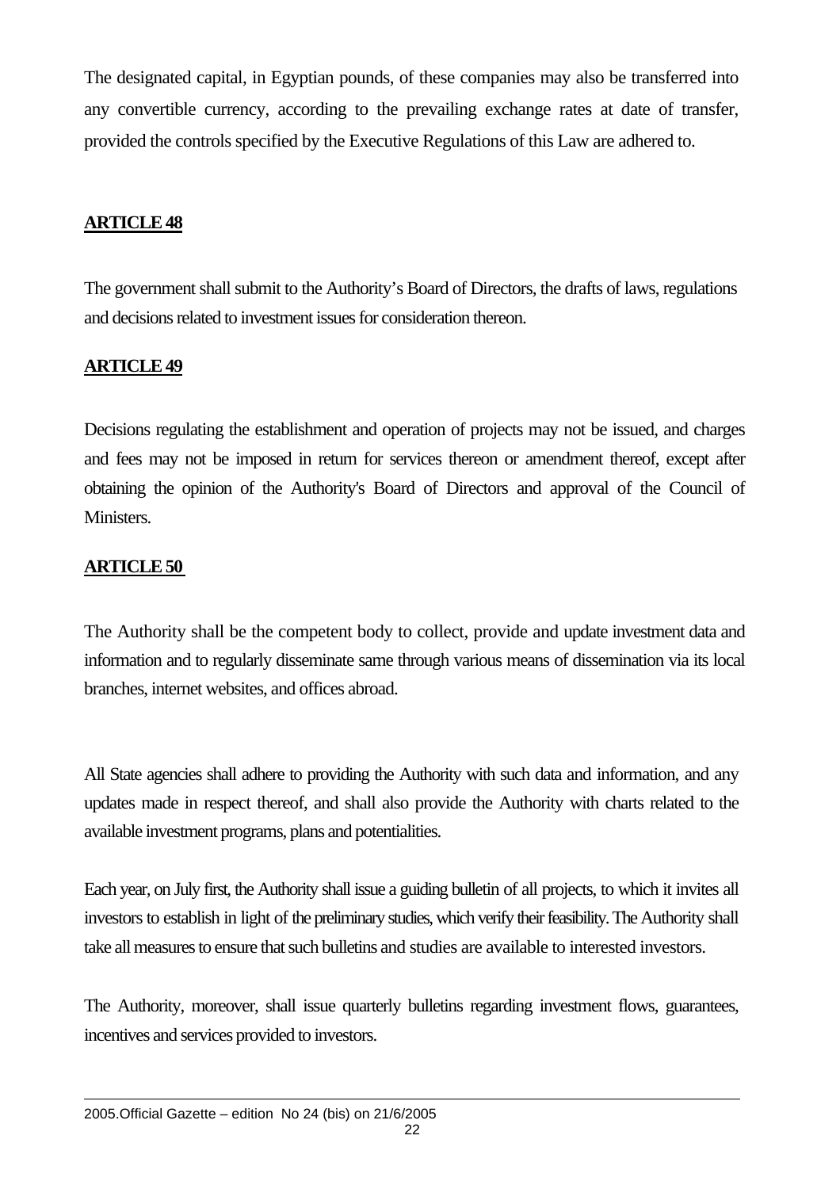The designated capital, in Egyptian pounds, of these companies may also be transferred into any convertible currency, according to the prevailing exchange rates at date of transfer, provided the controls specified by the Executive Regulations of this Law are adhered to.

## ARTICLE 48

The government shall submit to the Authority's Board of Directors, the drafts of laws, regulations and decisions related to investment issues for consideration thereon.

## ARTICLE 49

Decisions regulating the establishment and operation of projects may not be issued, and charges and fees may not be imposed in return for services thereon or amendment thereof, except after obtaining the opinion of the Authority's Board of Directors and approval of the Council of Ministers.

## ARTICLE 50

The Authority shall be the competent body to collect, provide and update investment data and information and to regularly disseminate same through various means of dissemination via its local branches, internet websites, and offices abroad.

All State agencies shall adhere to providing the Authority with such data and information, and any updates made in respect thereof, and shall also provide the Authority with charts related to the available investment programs, plans and potentialities.

Each year, on July first, the Authority shall issue a guiding bulletin of all projects, to which it invites all investors to establish in light of the preliminary studies, which verify their feasibility. The Authority shall take all measures to ensure that such bulletins and studies are available to interested investors.

The Authority, moreover, shall issue quarterly bulletins regarding investment flows, guarantees, incentives and services provided to investors.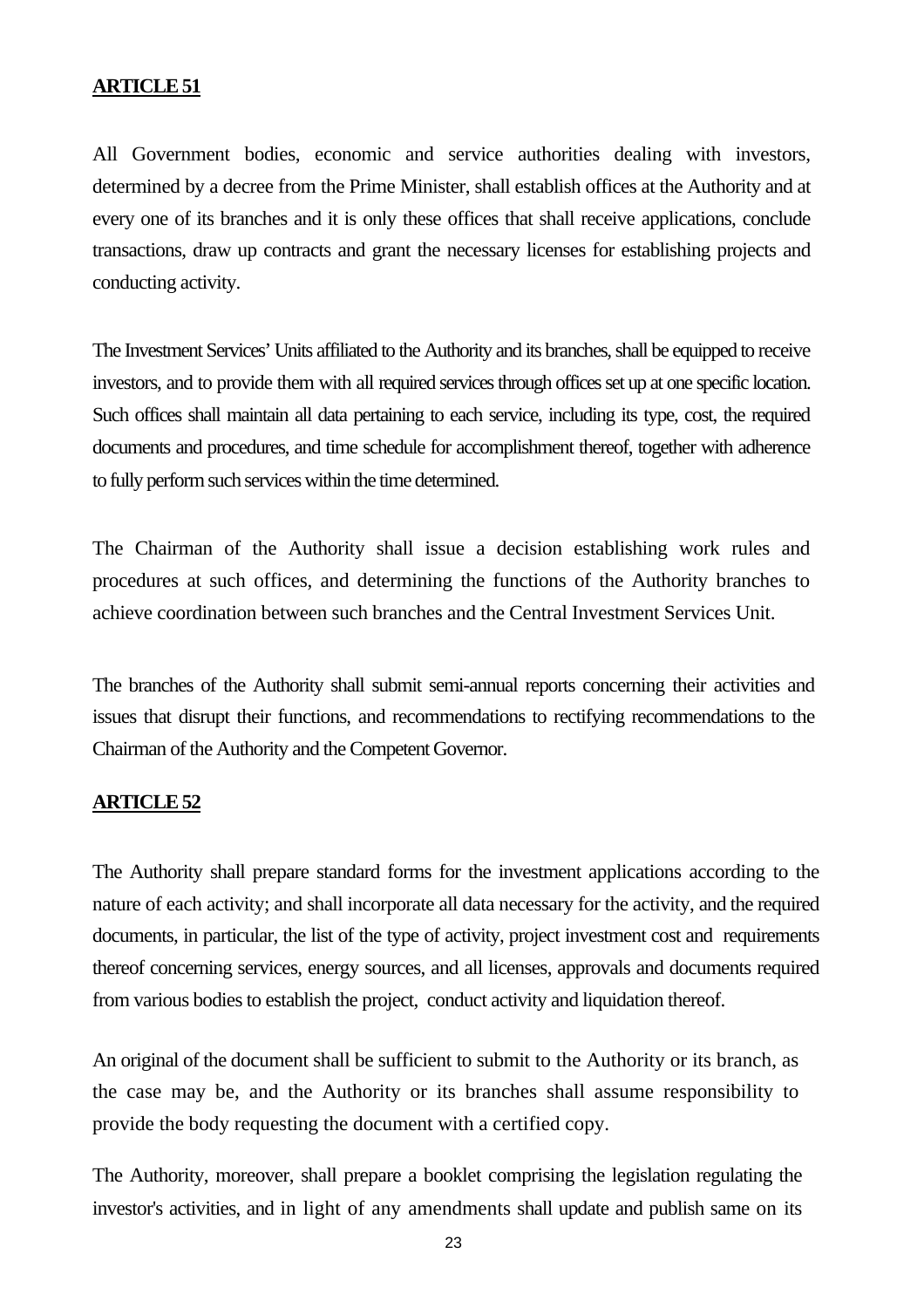**ARTICLE 51**

All Government bodies, economic and service authorities dealing with investors, determined by a decree from the Prime Minister, shall establish offices at the Authority and at every one of its branches and it is only these offices that shall receive applications, conclude transactions, draw up contracts and grant the necessary licenses for establishing projects and conducting activity.

The Investment Services' Units affiliated to the Authority and its branches, shall be equipped to receive investors, and to provide them with all required services through offices set up at one specific location. Such offices shall maintain all data pertaining to each service, including its type, cost, the required documents and procedures, and time schedule for accomplishment thereof, together with adherence to fully perform such services within the time determined.

The Chairman of the Authority shall issue a decision establishing work rules and procedures at such offices, and determining the functions of the Authority branches to achieve coordination between such branches and the Central Investment Services Unit.

The branches of the Authority shall submit semi-annual reports concerning their activities and issues that disrupt their functions, and recommendations to rectifying recommendations to the Chairman of the Authority and the Competent Governor.

**ARTICLE 52**

The Authority shall prepare standard forms for the investment applications according to the nature of each activity; and shall incorporate all data necessary for the activity, and the required documents, in particular, the list of the type of activity, project investment cost and requirements thereof concerning services, energy sources, and all licenses, approvals and documents required from various bodies to establish the project, conduct activity and liquidation thereof.

An original of the document shall be sufficient to submit to the Authority or its branch, as the case may be, and the Authority or its branches shall assume responsibility to provide the body requesting the document with a certified copy.

The Authority, moreover, shall prepare a booklet comprising the legislation regulating the investor's activities, and in light of any amendments shall update and publish same on its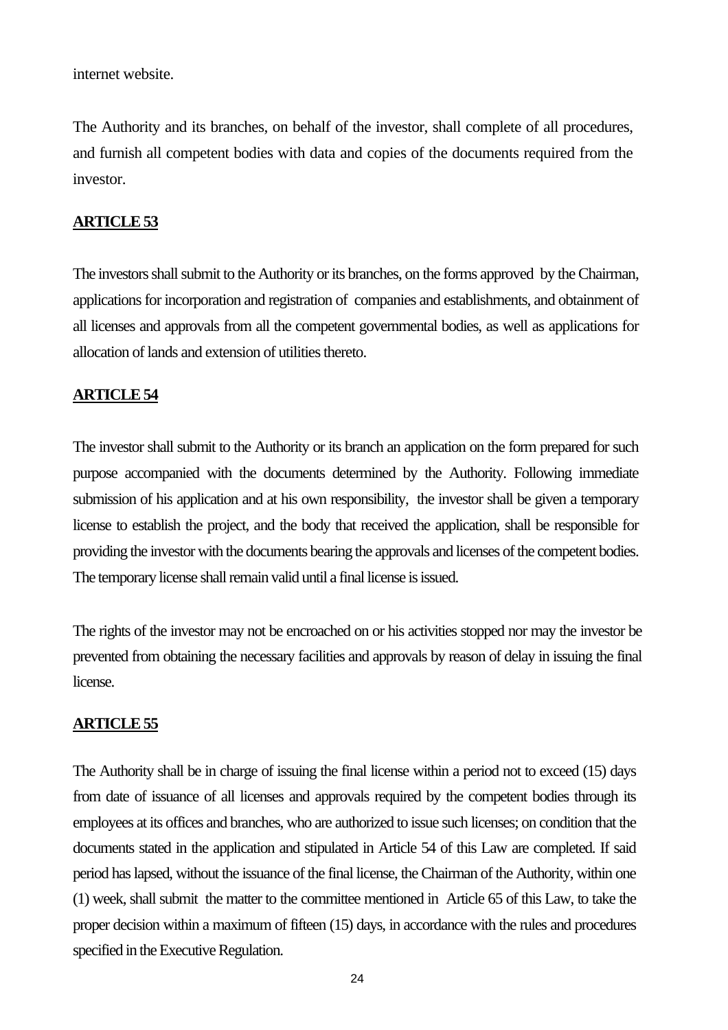internet website.

The Authority and its branches, on behalf of the investor, shall complete of all procedures, and furnish all competent bodies with data and copies of the documents required from the investor.

**ARTICLE 53**

The investors shall submit to the Authority or its branches, on the forms approved by the Chairman, applications for incorporation and registration of companies and establishments, and obtainment of all licenses and approvals from all the competent governmental bodies, as well as applications for allocation of lands and extension of utilities thereto.

**ARTICLE 54**

The investor shall submit to the Authority or its branch an application on the form prepared for such purpose accompanied with the documents determined by the Authority. Following immediate submission of his application and at his own responsibility, the investor shall be given a temporary license to establish the project, and the body that received the application, shall be responsible for providing the investor with the documents bearing the approvals and licenses of the competent bodies. The temporary license shall remain valid until a final license is issued.

The rights of the investor may not be encroached on or his activities stopped nor may the investor be prevented from obtaining the necessary facilities and approvals by reason of delay in issuing the final license.

**ARTICLE 55**

The Authority shall be in charge of issuing the final license within a period not to exceed (15) days from date of issuance of all licenses and approvals required by the competent bodies through its employees at its offices and branches, who are authorized to issue such licenses; on condition that the documents stated in the application and stipulated in Article 54 of this Law are completed. If said period has lapsed, without the issuance of the final license, the Chairman of the Authority, within one (1) week, shall submit the matter to the committee mentioned in Article 65 of this Law, to take the proper decision within a maximum of fifteen (15) days, in accordance with the rules and procedures specified in the Executive Regulation.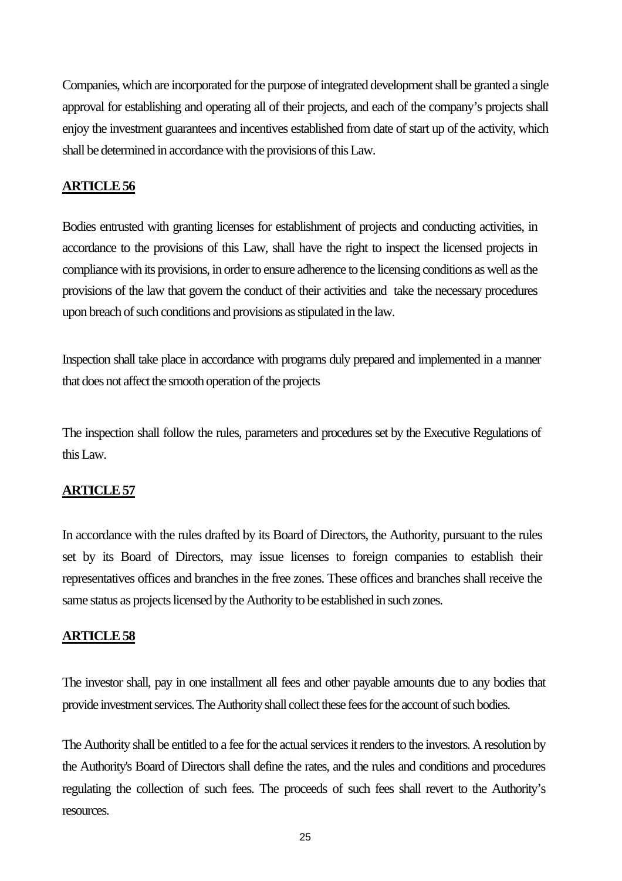Companies, which are incorporated for the purpose of integrated development shall be granted a single approval for establishing and operating all of their projects, and each of the company's projects shall enjoy the investment guarantees and incentives established from date of start up of the activity, which shall be determined in accordance with the provisions of this Law.

## ARTICLE 56

Bodies entrusted with granting licenses for establishment of projects and conducting activities, in accordance to the provisions of this Law, shall have the right to inspect the licensed projects in compliance with its provisions, in order to ensure adherence to the licensing conditions as well as the provisions of the law that govern the conduct of their activities and take the necessary procedures upon breach of such conditions and provisions as stipulated in the law.

Inspection shall take place in accordance with programs duly prepared and implemented in a manner that does not affect the smooth operation of the projects

The inspection shall follow the rules, parameters and procedures set by the Executive Regulations of this Law.

## ARTICLE 57

In accordance with the rules drafted by its Board of Directors, the Authority, pursuant to the rules set by its Board of Directors, may issue licenses to foreign companies to establish their representatives offices and branches in the free zones. These offices and branches shall receive the same status as projects licensed by the Authority to be established in such zones.

## ARTICLE 58

The investor shall, pay in one installment all fees and other payable amounts due to any bodies that provide investment services. The Authority shall collect these fees for the account of such bodies.

The Authority shall be entitled to a fee for the actual services it renders to the investors. A resolution by the Authority's Board of Directors shall define the rates, and the rules and conditions and procedures regulating the collection of such fees. The proceeds of such fees shall revert to the Authority's resources.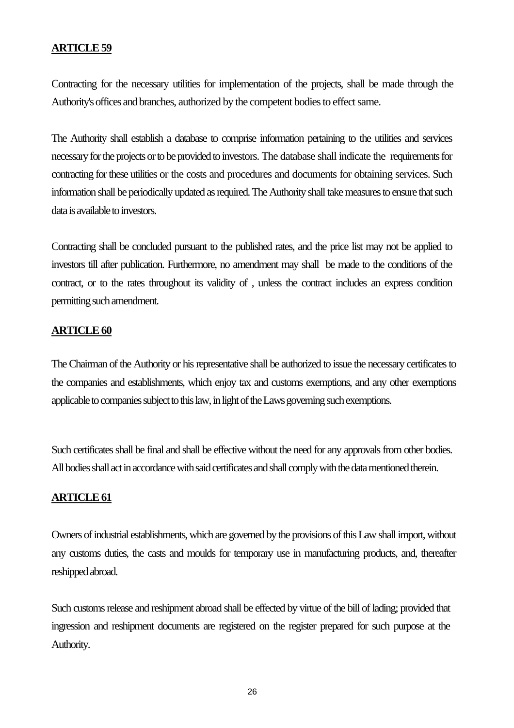**ARTICLE 59**

Contracting for the necessary utilities for implementation of the projects, shall be made through the Authority's offices and branches, authorized by the competent bodies to effect same.

The Authority shall establish a database to comprise information pertaining to the utilities and services necessary for the projects or to be provided to investors. The database shall indicate the requirements for contracting for these utilities or the costs and procedures and documents for obtaining services. Such information shall be periodically updated as required. The Authority shall take measures to ensure that such data is available to investors.

Contracting shall be concluded pursuant to the published rates, and the price list may not be applied to investors till after publication. Furthermore, no amendment may shall be made to the conditions of the contract, or to the rates throughout its validity of , unless the contract includes an express condition permitting such amendment.

**ARTICLE 60**

The Chairman of the Authority or his representative shall be authorized to issue the necessary certificates to the companies and establishments, which enjoy tax and customs exemptions, and any other exemptions applicable to companies subject to this law, in light of the Laws governing such exemptions.

Such certificates shall be final and shall be effective without the need for any approvals from other bodies. All bodies shall act in accordance with said certificates and shall comply with the data mentioned therein.

**ARTICLE 61**

Owners of industrial establishments, which are governed by the provisions of this Law shall import, without any customs duties, the casts and moulds for temporary use in manufacturing products, and, thereafter reshipped abroad.

Such customs release and reshipment abroad shall be effected by virtue of the bill of lading; provided that ingression and reshipment documents are registered on the register prepared for such purpose at the Authority.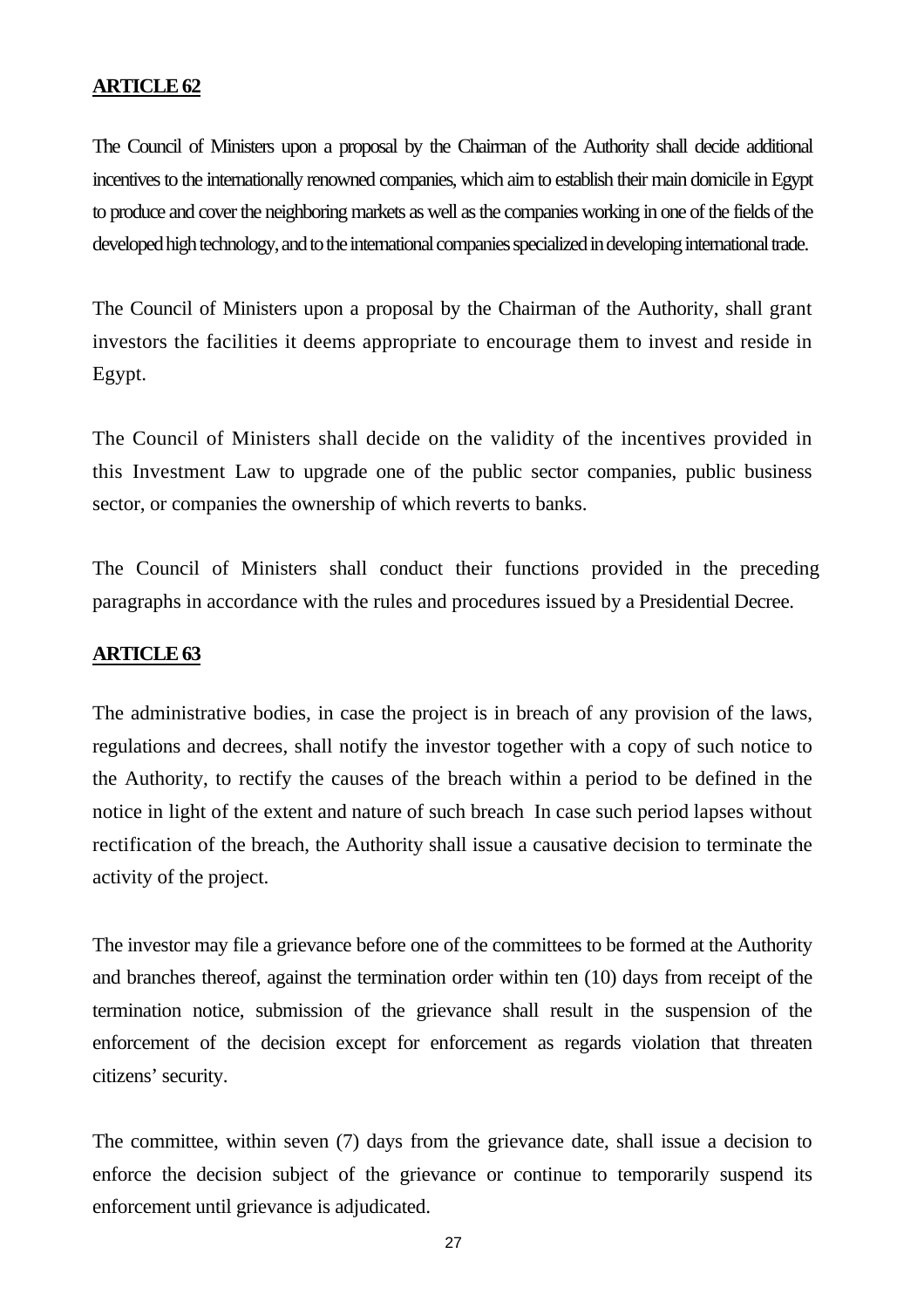**ARTICLE 62**

The Council of Ministers upon a proposal by the Chairman of the Authority shall decide additional incentives to the internationally renowned companies, which aim to establish their main domicile in Egypt to produce and cover the neighboring markets as well as the companies working in one of the fields of the developed high technology, and to the international companies specialized in developing international trade.

The Council of Ministers upon a proposal by the Chairman of the Authority, shall grant investors the facilities it deems appropriate to encourage them to invest and reside in Egypt.

The Council of Ministers shall decide on the validity of the incentives provided in this Investment Law to upgrade one of the public sector companies, public business sector, or companies the ownership of which reverts to banks.

The Council of Ministers shall conduct their functions provided in the preceding paragraphs in accordance with the rules and procedures issued by a Presidential Decree.

**ARTICLE 63**

The administrative bodies, in case the project is in breach of any provision of the laws, regulations and decrees, shall notify the investor together with a copy of such notice to the Authority, to rectify the causes of the breach within a period to be defined in the notice in light of the extent and nature of such breach In case such period lapses without rectification of the breach, the Authority shall issue a causative decision to terminate the activity of the project.

The investor may file a grievance before one of the committees to be formed at the Authority and branches thereof, against the termination order within ten (10) days from receipt of the termination notice, submission of the grievance shall result in the suspension of the enforcement of the decision except for enforcement as regards violation that threaten citizens' security.

The committee, within seven (7) days from the grievance date, shall issue a decision to enforce the decision subject of the grievance or continue to temporarily suspend its enforcement until grievance is adjudicated.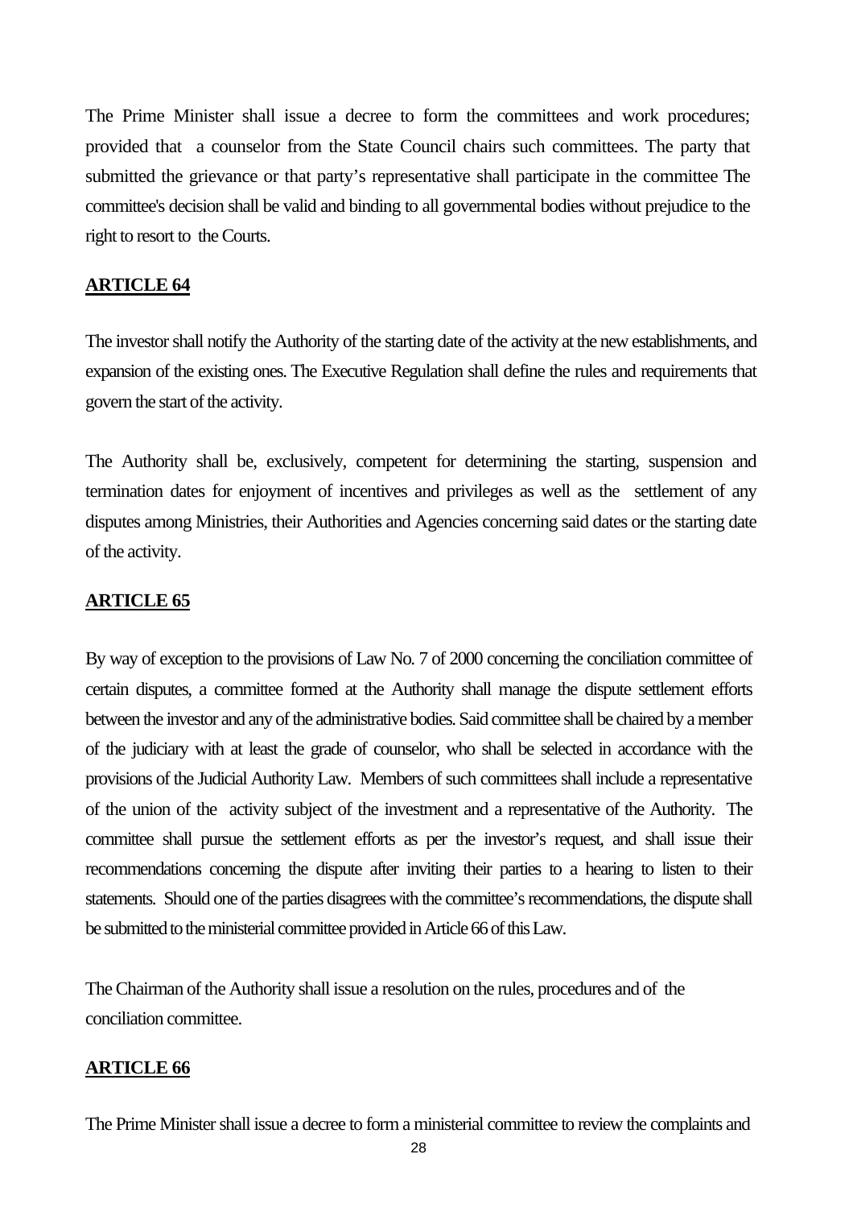The Prime Minister shall issue a decree to form the committees and work procedures; provided that a counselor from the State Council chairs such committees. The party that submitted the grievance or that party's representative shall participate in the committee The committee's decision shall be valid and binding to all governmental bodies without prejudice to the right to resort to the Courts.

## ARTICLE 64

The investor shall notify the Authority of the starting date of the activity at the new establishments, and expansion of the existing ones. The Executive Regulation shall define the rules and requirements that govern the start of the activity.

The Authority shall be, exclusively, competent for determining the starting, suspension and termination dates for enjoyment of incentives and privileges as well as the settlement of any disputes among Ministries, their Authorities and Agencies concerning said dates or the starting date of the activity.

## ARTICLE 65

By way of exception to the provisions of Law No. 7 of 2000 concerning the conciliation committee of certain disputes, a committee formed at the Authority shall manage the dispute settlement efforts between the investor and any of the administrative bodies. Said committee shall be chaired by a member of the judiciary with at least the grade of counselor, who shall be selected in accordance with the provisions of the Judicial Authority Law. Members of such committees shall include a representative of the union of the activity subject of the investment and a representative of the Authority. The committee shall pursue the settlement efforts as per the investor's request, and shall issue their recommendations concerning the dispute after inviting their parties to a hearing to listen to their statements. Should one of the parties disagrees with the committee's recommendations, the dispute shall be submitted to the ministerial committee provided in Article 66 of this Law.

The Chairman of the Authority shall issue a resolution on the rules, procedures and of the conciliation committee.

## ARTICLE 66

The Prime Minister shall issue a decree to form a ministerial committee to review the complaints and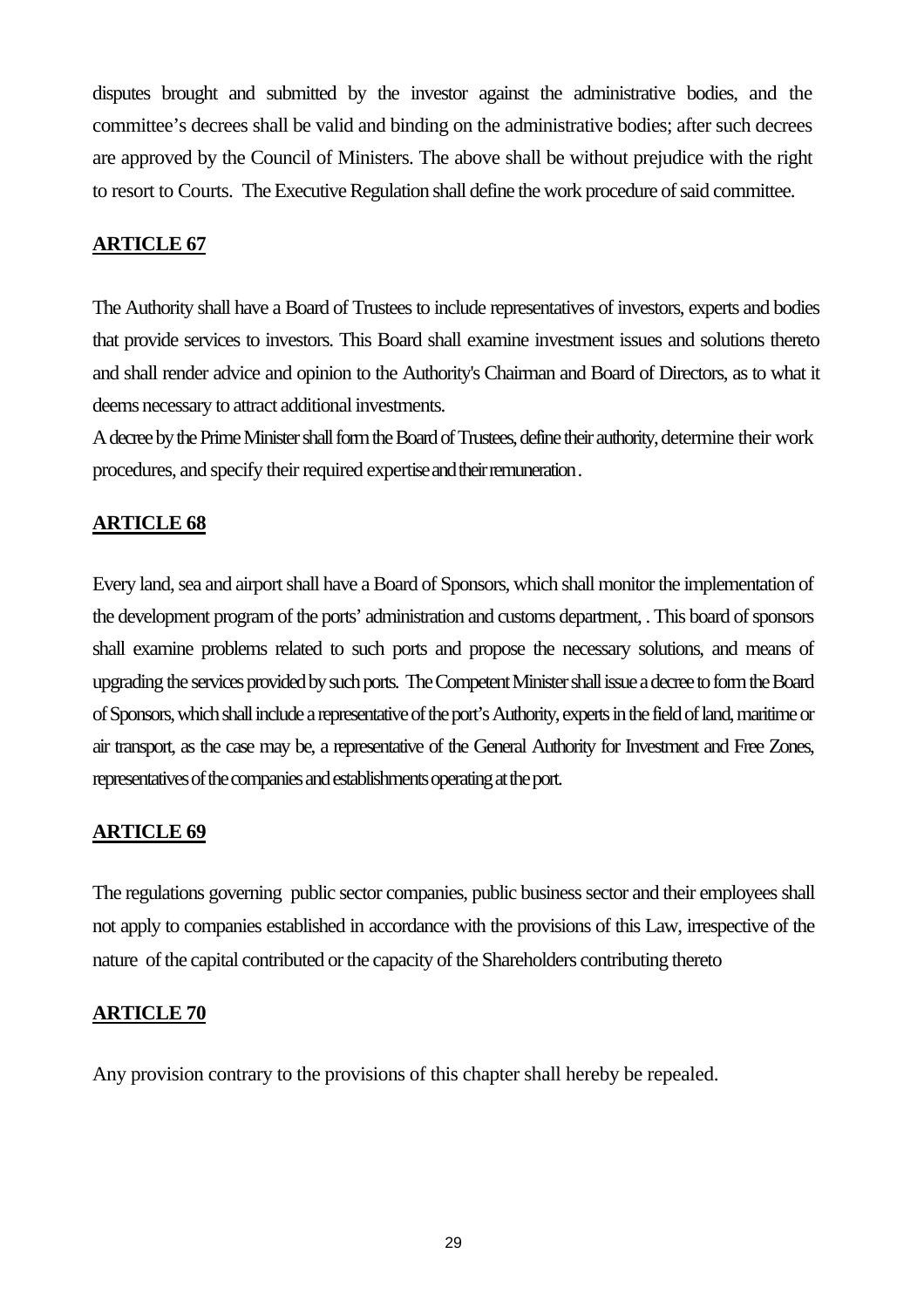disputes brought and submitted by the investor against the administrative bodies, and the committee's decrees shall be valid and binding on the administrative bodies; after such decrees are approved by the Council of Ministers. The above shall be without prejudice with the right to resort to Courts. The Executive Regulation shall define the work procedure of said committee.

## ARTICLE 67

The Authority shall have a Board of Trustees to include representatives of investors, experts and bodies that provide services to investors. This Board shall examine investment issues and solutions thereto and shall render advice and opinion to the Authority's Chairman and Board of Directors, as to what it deems necessary to attract additional investments.

A decree by the Prime Minister shall form the Board of Trustees, define their authority, determine their work procedures, and specify their required expertise and their remuneration.

## ARTICLE 68

Every land, sea and airport shall have a Board of Sponsors, which shall monitor the implementation of the development program of the ports' administration and customs department, . This board of sponsors shall examine problems related to such ports and propose the necessary solutions, and means of upgrading the services provided by such ports. The Competent Minister shall issue a decree to form the Board of Sponsors, which shall include a representative of the port's Authority, experts in the field of land, maritime or air transport, as the case may be, a representative of the General Authority for Investment and Free Zones, representatives of the companies and establishments operating at the port.

## ARTICLE 69

The regulations governing public sector companies, public business sector and their employees shall not apply to companies established in accordance with the provisions of this Law, irrespective of the nature of the capital contributed or the capacity of the Shareholders contributing thereto

## ARTICLE 70

Any provision contrary to the provisions of this chapter shall hereby be repealed.